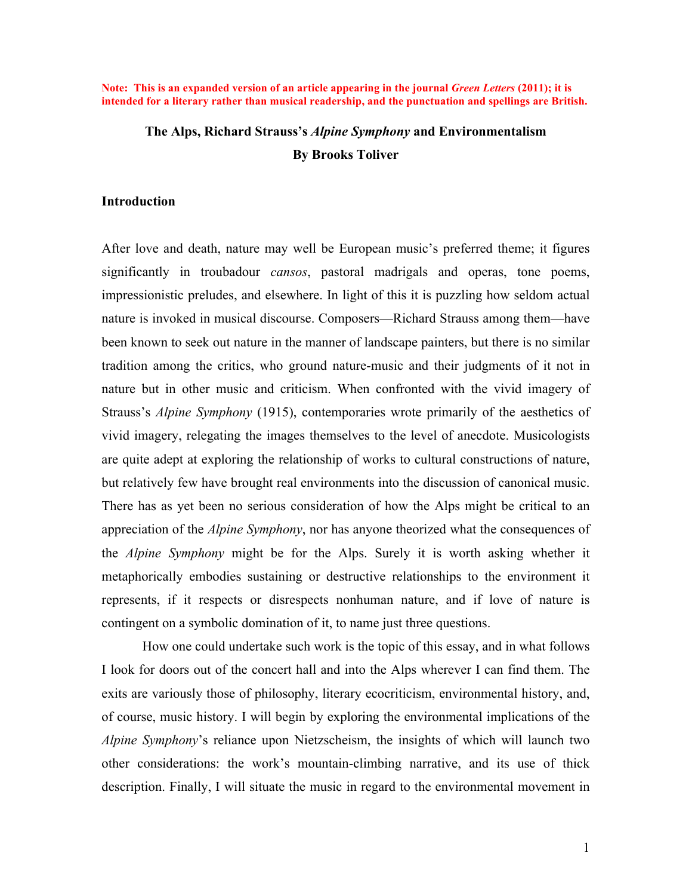**Note: This is an expanded version of an article appearing in the journal *Green Letters* (2011); it is intended for a literary rather than musical readership, and the punctuation and spellings are British.**

# The Alps, Richard Strauss's *Alpine Symphony* and Environmentalism

**By Brooks Toliver**

## Introduction

After love and death, nature may well be European music's preferred theme; it figures significantly in troubadour *cansos*, pastoral madrigals and operas, tone poems, impressionistic preludes, and elsewhere. In light of this it is puzzling how seldom actual nature is invoked in musical discourse. Composers—Richard Strauss among them—have been known to seek out nature in the manner of landscape painters, but there is no similar tradition among the critics, who ground nature-music and their judgments of it not in nature but in other music and criticism. When confronted with the vivid imagery of Strauss's *Alpine Symphony* (1915), contemporaries wrote primarily of the aesthetics of vivid imagery, relegating the images themselves to the level of anecdote. Musicologists are quite adept at exploring the relationship of works to cultural constructions of nature, but relatively few have brought real environments into the discussion of canonical music. There has as yet been no serious consideration of how the Alps might be critical to an appreciation of the *Alpine Symphony*, nor has anyone theorized what the consequences of the *Alpine Symphony* might be for the Alps. Surely it is worth asking whether it metaphorically embodies sustaining or destructive relationships to the environment it represents, if it respects or disrespects nonhuman nature, and if love of nature is contingent on a symbolic domination of it, to name just three questions.

How one could undertake such work is the topic of this essay, and in what follows I look for doors out of the concert hall and into the Alps wherever I can find them. The exits are variously those of philosophy, literary ecocriticism, environmental history, and, of course, music history. I will begin by exploring the environmental implications of the *Alpine Symphony*'s reliance upon Nietzscheism, the insights of which will launch two other considerations: the work's mountain-climbing narrative, and its use of thick description. Finally, I will situate the music in regard to the environmental movement in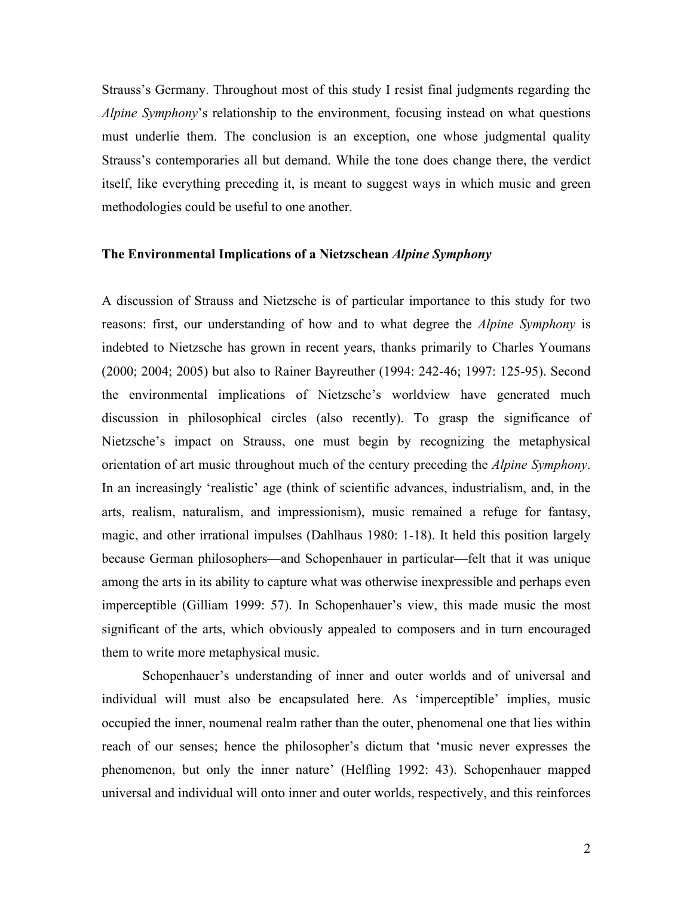Strauss's Germany. Throughout most of this study I resist final judgments regarding the *Alpine Symphony*'s relationship to the environment, focusing instead on what questions must underlie them. The conclusion is an exception, one whose judgmental quality Strauss's contemporaries all but demand. While the tone does change there, the verdict itself, like everything preceding it, is meant to suggest ways in which music and green methodologies could be useful to one another.

### The Environmental Implications of a Nietzschean *Alpine Symphony*

A discussion of Strauss and Nietzsche is of particular importance to this study for two reasons: first, our understanding of how and to what degree the *Alpine Symphony* is indebted to Nietzsche has grown in recent years, thanks primarily to Charles Youmans (2000; 2004; 2005) but also to Rainer Bayreuther (1994: 242-46; 1997: 125-95). Second the environmental implications of Nietzsche's worldview have generated much discussion in philosophical circles (also recently). To grasp the significance of Nietzsche's impact on Strauss, one must begin by recognizing the metaphysical orientation of art music throughout much of the century preceding the *Alpine Symphony*. In an increasingly 'realistic' age (think of scientific advances, industrialism, and, in the arts, realism, naturalism, and impressionism), music remained a refuge for fantasy, magic, and other irrational impulses (Dahlhaus 1980: 1-18). It held this position largely because German philosophers—and Schopenhauer in particular—felt that it was unique among the arts in its ability to capture what was otherwise inexpressible and perhaps even imperceptible (Gilliam 1999: 57). In Schopenhauer's view, this made music the most significant of the arts, which obviously appealed to composers and in turn encouraged them to write more metaphysical music.

Schopenhauer's understanding of inner and outer worlds and of universal and individual will must also be encapsulated here. As 'imperceptible' implies, music occupied the inner, noumenal realm rather than the outer, phenomenal one that lies within reach of our senses; hence the philosopher's dictum that 'music never expresses the phenomenon, but only the inner nature' (Helfling 1992: 43). Schopenhauer mapped universal and individual will onto inner and outer worlds, respectively, and this reinforces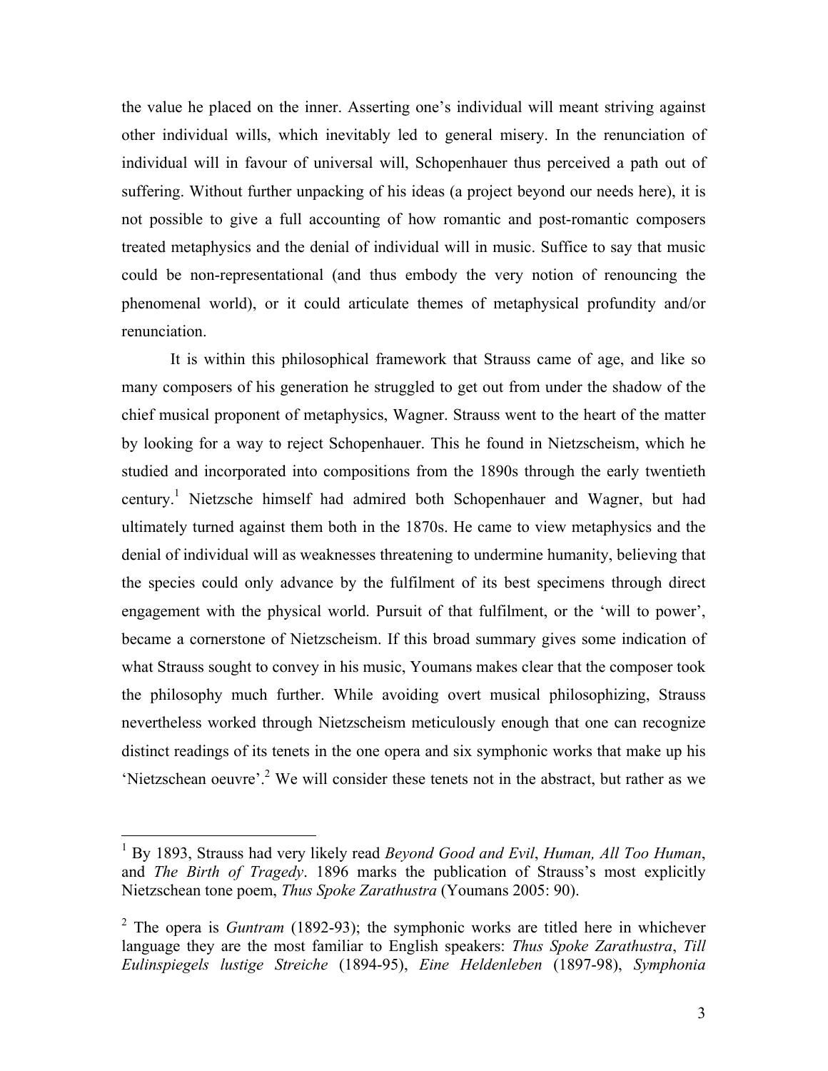the value he placed on the inner. Asserting one's individual will meant striving against other individual wills, which inevitably led to general misery. In the renunciation of individual will in favour of universal will, Schopenhauer thus perceived a path out of suffering. Without further unpacking of his ideas (a project beyond our needs here), it is not possible to give a full accounting of how romantic and post-romantic composers treated metaphysics and the denial of individual will in music. Suffice to say that music could be non-representational (and thus embody the very notion of renouncing the phenomenal world), or it could articulate themes of metaphysical profundity and/or renunciation.

It is within this philosophical framework that Strauss came of age, and like so many composers of his generation he struggled to get out from under the shadow of the chief musical proponent of metaphysics, Wagner. Strauss went to the heart of the matter by looking for a way to reject Schopenhauer. This he found in Nietzscheism, which he studied and incorporated into compositions from the 1890s through the early twentieth century.[1] Nietzsche himself had admired both Schopenhauer and Wagner, but had ultimately turned against them both in the 1870s. He came to view metaphysics and the denial of individual will as weaknesses threatening to undermine humanity, believing that the species could only advance by the fulfilment of its best specimens through direct engagement with the physical world. Pursuit of that fulfilment, or the 'will to power', became a cornerstone of Nietzscheism. If this broad summary gives some indication of what Strauss sought to convey in his music, Youmans makes clear that the composer took the philosophy much further. While avoiding overt musical philosophizing, Strauss nevertheless worked through Nietzscheism meticulously enough that one can recognize distinct readings of its tenets in the one opera and six symphonic works that make up his 'Nietzschean oeuvre'.[2] We will consider these tenets not in the abstract, but rather as we

---

[1] By 1893, Strauss had very likely read *Beyond Good and Evil*, *Human, All Too Human*, and *The Birth of Tragedy*. 1896 marks the publication of Strauss's most explicitly Nietzschean tone poem, *Thus Spoke Zarathustra* (Youmans 2005: 90).

[2] The opera is *Guntram* (1892-93); the symphonic works are titled here in whichever language they are the most familiar to English speakers: *Thus Spoke Zarathustra*, *Till Eulinspiegels lustige Streiche* (1894-95), *Eine Heldenleben* (1897-98), *Symphonia*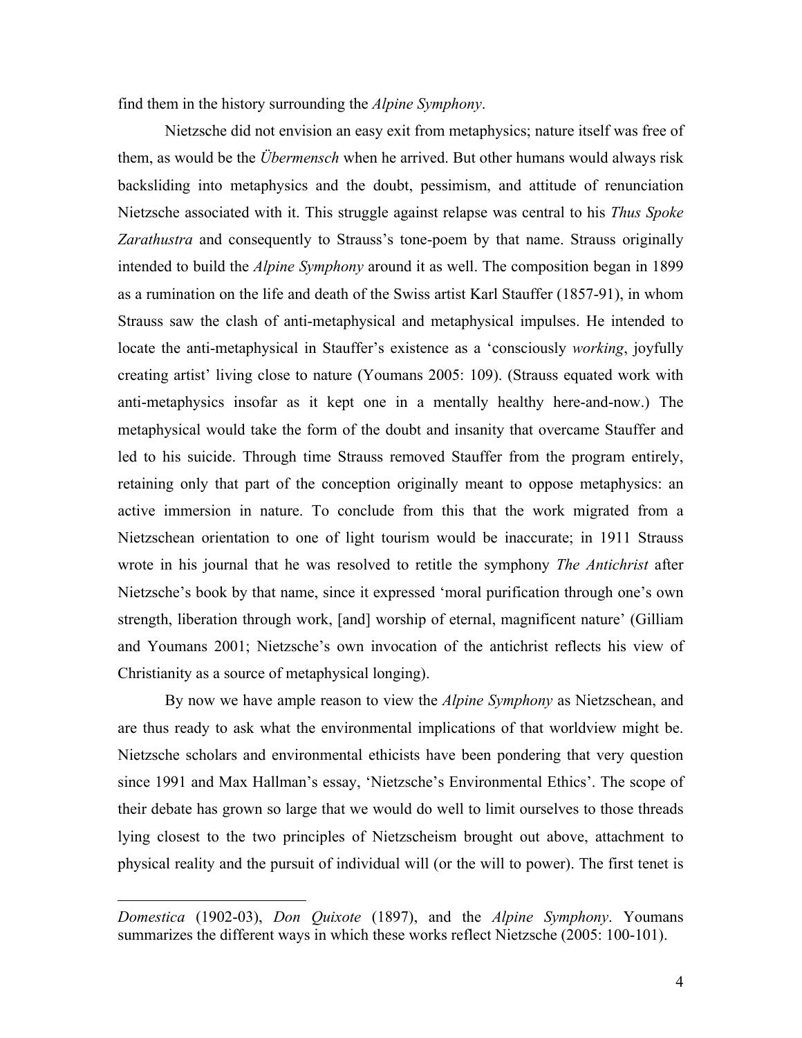find them in the history surrounding the *Alpine Symphony*.

Nietzsche did not envision an easy exit from metaphysics; nature itself was free of them, as would be the *Übermensch* when he arrived. But other humans would always risk backsliding into metaphysics and the doubt, pessimism, and attitude of renunciation Nietzsche associated with it. This struggle against relapse was central to his *Thus Spoke Zarathustra* and consequently to Strauss's tone-poem by that name. Strauss originally intended to build the *Alpine Symphony* around it as well. The composition began in 1899 as a rumination on the life and death of the Swiss artist Karl Stauffer (1857-91), in whom Strauss saw the clash of anti-metaphysical and metaphysical impulses. He intended to locate the anti-metaphysical in Stauffer's existence as a 'consciously *working*, joyfully creating artist' living close to nature (Youmans 2005: 109). (Strauss equated work with anti-metaphysics insofar as it kept one in a mentally healthy here-and-now.) The metaphysical would take the form of the doubt and insanity that overcame Stauffer and led to his suicide. Through time Strauss removed Stauffer from the program entirely, retaining only that part of the conception originally meant to oppose metaphysics: an active immersion in nature. To conclude from this that the work migrated from a Nietzschean orientation to one of light tourism would be inaccurate; in 1911 Strauss wrote in his journal that he was resolved to retitle the symphony *The Antichrist* after Nietzsche's book by that name, since it expressed 'moral purification through one's own strength, liberation through work, [and] worship of eternal, magnificent nature' (Gilliam and Youmans 2001; Nietzsche's own invocation of the antichrist reflects his view of Christianity as a source of metaphysical longing).

By now we have ample reason to view the *Alpine Symphony* as Nietzschean, and are thus ready to ask what the environmental implications of that worldview might be. Nietzsche scholars and environmental ethicists have been pondering that very question since 1991 and Max Hallman's essay, 'Nietzsche's Environmental Ethics'. The scope of their debate has grown so large that we would do well to limit ourselves to those threads lying closest to the two principles of Nietzscheism brought out above, attachment to physical reality and the pursuit of individual will (or the will to power). The first tenet is

---

*Domestica* (1902-03), *Don Quixote* (1897), and the *Alpine Symphony*. Youmans summarizes the different ways in which these works reflect Nietzsche (2005: 100-101).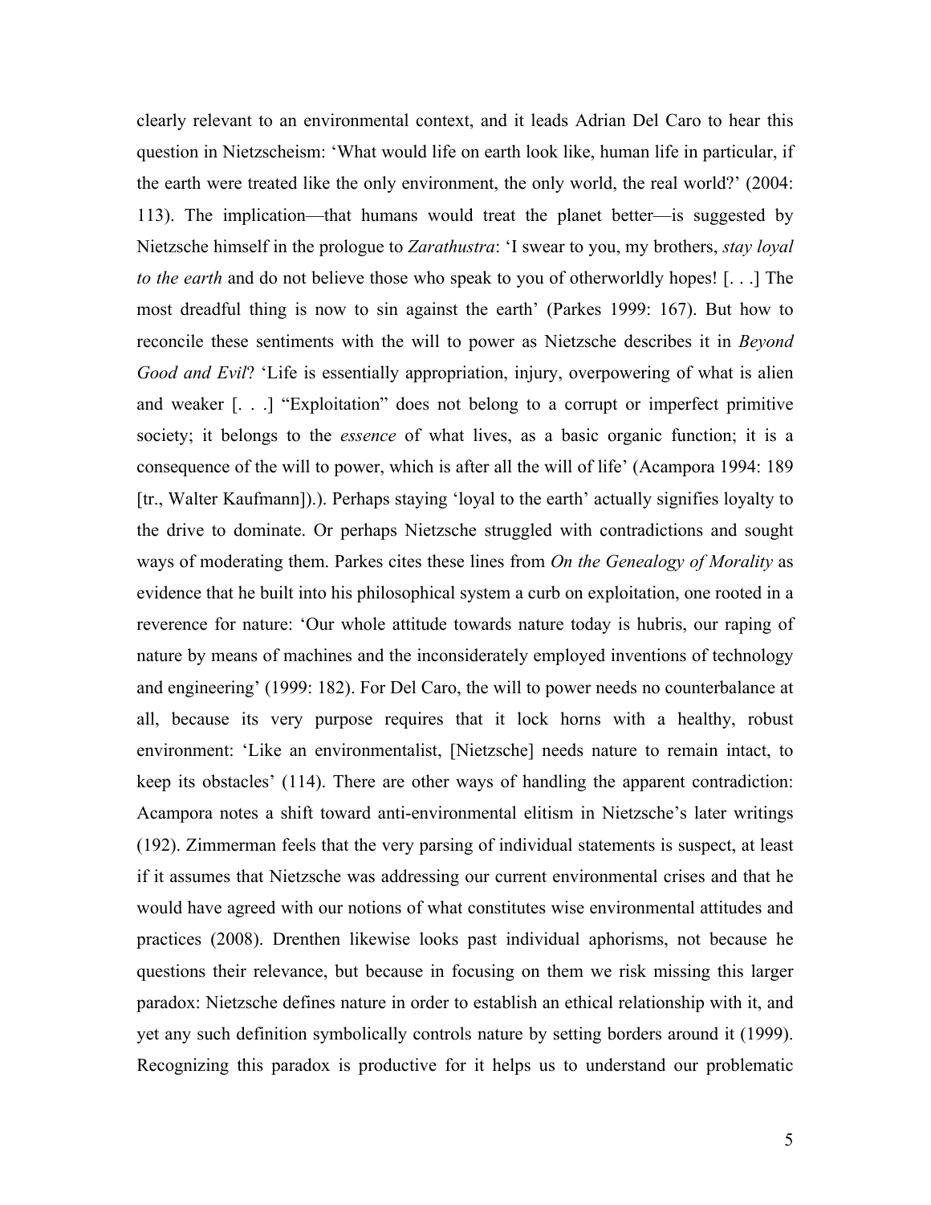clearly relevant to an environmental context, and it leads Adrian Del Caro to hear this question in Nietzscheism: 'What would life on earth look like, human life in particular, if the earth were treated like the only environment, the only world, the real world?' (2004: 113). The implication—that humans would treat the planet better—is suggested by Nietzsche himself in the prologue to *Zarathustra*: 'I swear to you, my brothers, *stay loyal to the earth* and do not believe those who speak to you of otherworldly hopes! [. . .] The most dreadful thing is now to sin against the earth' (Parkes 1999: 167). But how to reconcile these sentiments with the will to power as Nietzsche describes it in *Beyond Good and Evil*? 'Life is essentially appropriation, injury, overpowering of what is alien and weaker [. . .] "Exploitation" does not belong to a corrupt or imperfect primitive society; it belongs to the *essence* of what lives, as a basic organic function; it is a consequence of the will to power, which is after all the will of life' (Acampora 1994: 189 [tr., Walter Kaufmann]).). Perhaps staying 'loyal to the earth' actually signifies loyalty to the drive to dominate. Or perhaps Nietzsche struggled with contradictions and sought ways of moderating them. Parkes cites these lines from *On the Genealogy of Morality* as evidence that he built into his philosophical system a curb on exploitation, one rooted in a reverence for nature: 'Our whole attitude towards nature today is hubris, our raping of nature by means of machines and the inconsiderately employed inventions of technology and engineering' (1999: 182). For Del Caro, the will to power needs no counterbalance at all, because its very purpose requires that it lock horns with a healthy, robust environment: 'Like an environmentalist, [Nietzsche] needs nature to remain intact, to keep its obstacles' (114). There are other ways of handling the apparent contradiction: Acampora notes a shift toward anti-environmental elitism in Nietzsche's later writings (192). Zimmerman feels that the very parsing of individual statements is suspect, at least if it assumes that Nietzsche was addressing our current environmental crises and that he would have agreed with our notions of what constitutes wise environmental attitudes and practices (2008). Drenthen likewise looks past individual aphorisms, not because he questions their relevance, but because in focusing on them we risk missing this larger paradox: Nietzsche defines nature in order to establish an ethical relationship with it, and yet any such definition symbolically controls nature by setting borders around it (1999). Recognizing this paradox is productive for it helps us to understand our problematic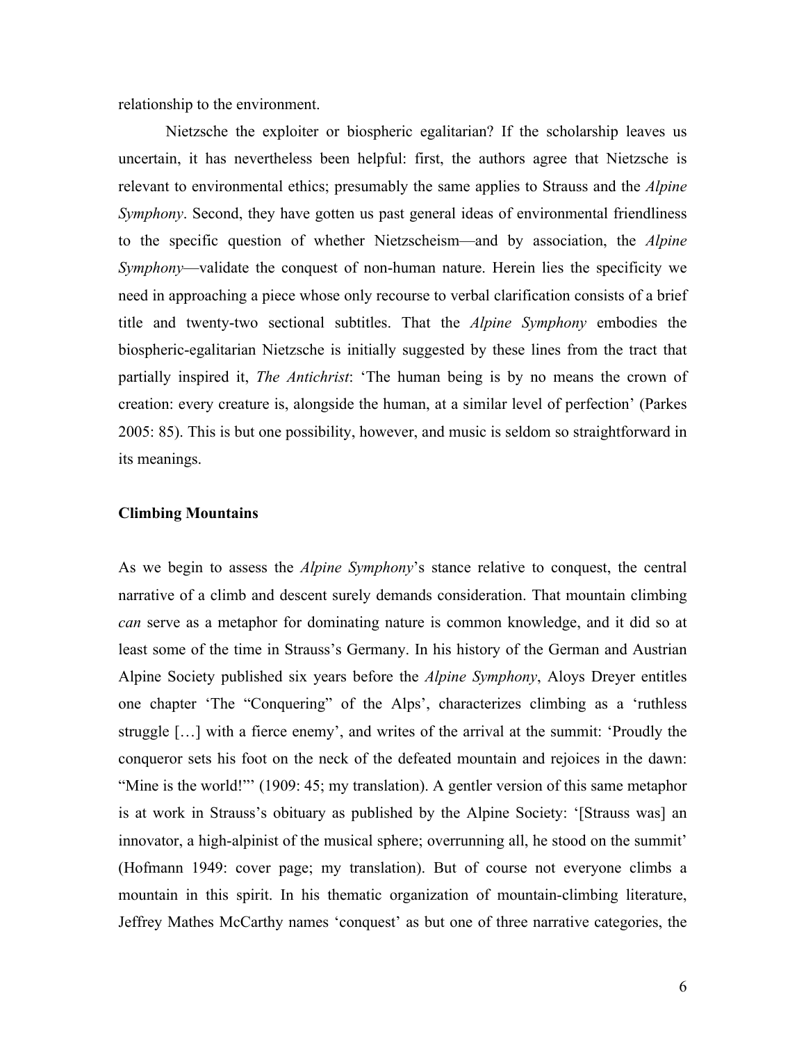relationship to the environment.

Nietzsche the exploiter or biospheric egalitarian? If the scholarship leaves us uncertain, it has nevertheless been helpful: first, the authors agree that Nietzsche is relevant to environmental ethics; presumably the same applies to Strauss and the *Alpine Symphony*. Second, they have gotten us past general ideas of environmental friendliness to the specific question of whether Nietzscheism—and by association, the *Alpine Symphony*—validate the conquest of non-human nature. Herein lies the specificity we need in approaching a piece whose only recourse to verbal clarification consists of a brief title and twenty-two sectional subtitles. That the *Alpine Symphony* embodies the biospheric-egalitarian Nietzsche is initially suggested by these lines from the tract that partially inspired it, *The Antichrist*: 'The human being is by no means the crown of creation: every creature is, alongside the human, at a similar level of perfection' (Parkes 2005: 85). This is but one possibility, however, and music is seldom so straightforward in its meanings.

**Climbing Mountains**

As we begin to assess the *Alpine Symphony*'s stance relative to conquest, the central narrative of a climb and descent surely demands consideration. That mountain climbing *can* serve as a metaphor for dominating nature is common knowledge, and it did so at least some of the time in Strauss's Germany. In his history of the German and Austrian Alpine Society published six years before the *Alpine Symphony*, Aloys Dreyer entitles one chapter 'The "Conquering" of the Alps', characterizes climbing as a 'ruthless struggle […] with a fierce enemy', and writes of the arrival at the summit: 'Proudly the conqueror sets his foot on the neck of the defeated mountain and rejoices in the dawn: "Mine is the world!"' (1909: 45; my translation). A gentler version of this same metaphor is at work in Strauss's obituary as published by the Alpine Society: '[Strauss was] an innovator, a high-alpinist of the musical sphere; overrunning all, he stood on the summit' (Hofmann 1949: cover page; my translation). But of course not everyone climbs a mountain in this spirit. In his thematic organization of mountain-climbing literature, Jeffrey Mathes McCarthy names 'conquest' as but one of three narrative categories, the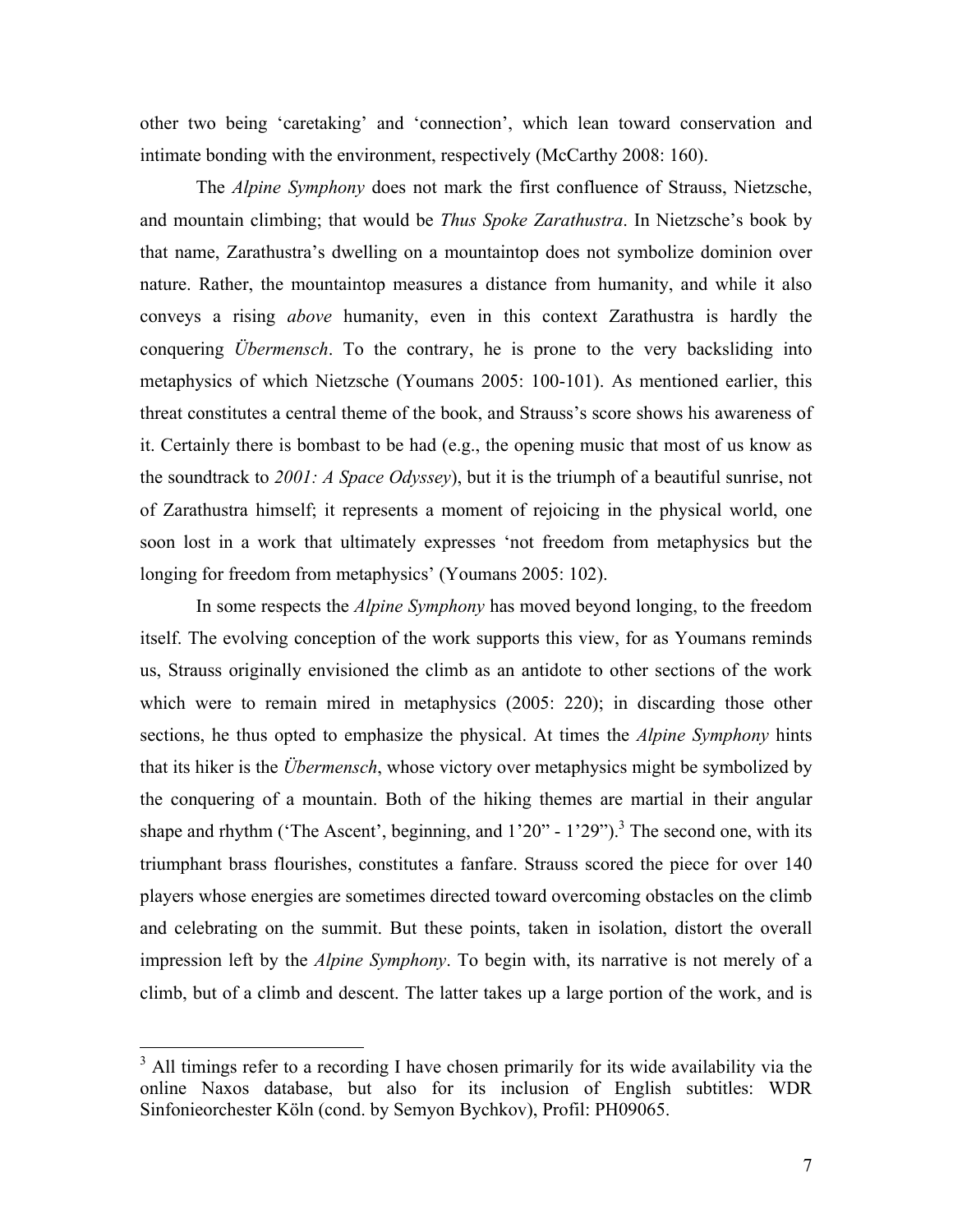other two being 'caretaking' and 'connection', which lean toward conservation and intimate bonding with the environment, respectively (McCarthy 2008: 160).

The *Alpine Symphony* does not mark the first confluence of Strauss, Nietzsche, and mountain climbing; that would be *Thus Spoke Zarathustra*. In Nietzsche's book by that name, Zarathustra's dwelling on a mountaintop does not symbolize dominion over nature. Rather, the mountaintop measures a distance from humanity, and while it also conveys a rising *above* humanity, even in this context Zarathustra is hardly the conquering *Übermensch*. To the contrary, he is prone to the very backsliding into metaphysics of which Nietzsche (Youmans 2005: 100-101). As mentioned earlier, this threat constitutes a central theme of the book, and Strauss's score shows his awareness of it. Certainly there is bombast to be had (e.g., the opening music that most of us know as the soundtrack to *2001: A Space Odyssey*), but it is the triumph of a beautiful sunrise, not of Zarathustra himself; it represents a moment of rejoicing in the physical world, one soon lost in a work that ultimately expresses 'not freedom from metaphysics but the longing for freedom from metaphysics' (Youmans 2005: 102).

In some respects the *Alpine Symphony* has moved beyond longing, to the freedom itself. The evolving conception of the work supports this view, for as Youmans reminds us, Strauss originally envisioned the climb as an antidote to other sections of the work which were to remain mired in metaphysics (2005: 220); in discarding those other sections, he thus opted to emphasize the physical. At times the *Alpine Symphony* hints that its hiker is the *Übermensch*, whose victory over metaphysics might be symbolized by the conquering of a mountain. Both of the hiking themes are martial in their angular shape and rhythm ('The Ascent', beginning, and 1'20" - 1'29").[3] The second one, with its triumphant brass flourishes, constitutes a fanfare. Strauss scored the piece for over 140 players whose energies are sometimes directed toward overcoming obstacles on the climb and celebrating on the summit. But these points, taken in isolation, distort the overall impression left by the *Alpine Symphony*. To begin with, its narrative is not merely of a climb, but of a climb and descent. The latter takes up a large portion of the work, and is

[3] All timings refer to a recording I have chosen primarily for its wide availability via the online Naxos database, but also for its inclusion of English subtitles: WDR Sinfonieorchester Köln (cond. by Semyon Bychkov), Profil: PH09065.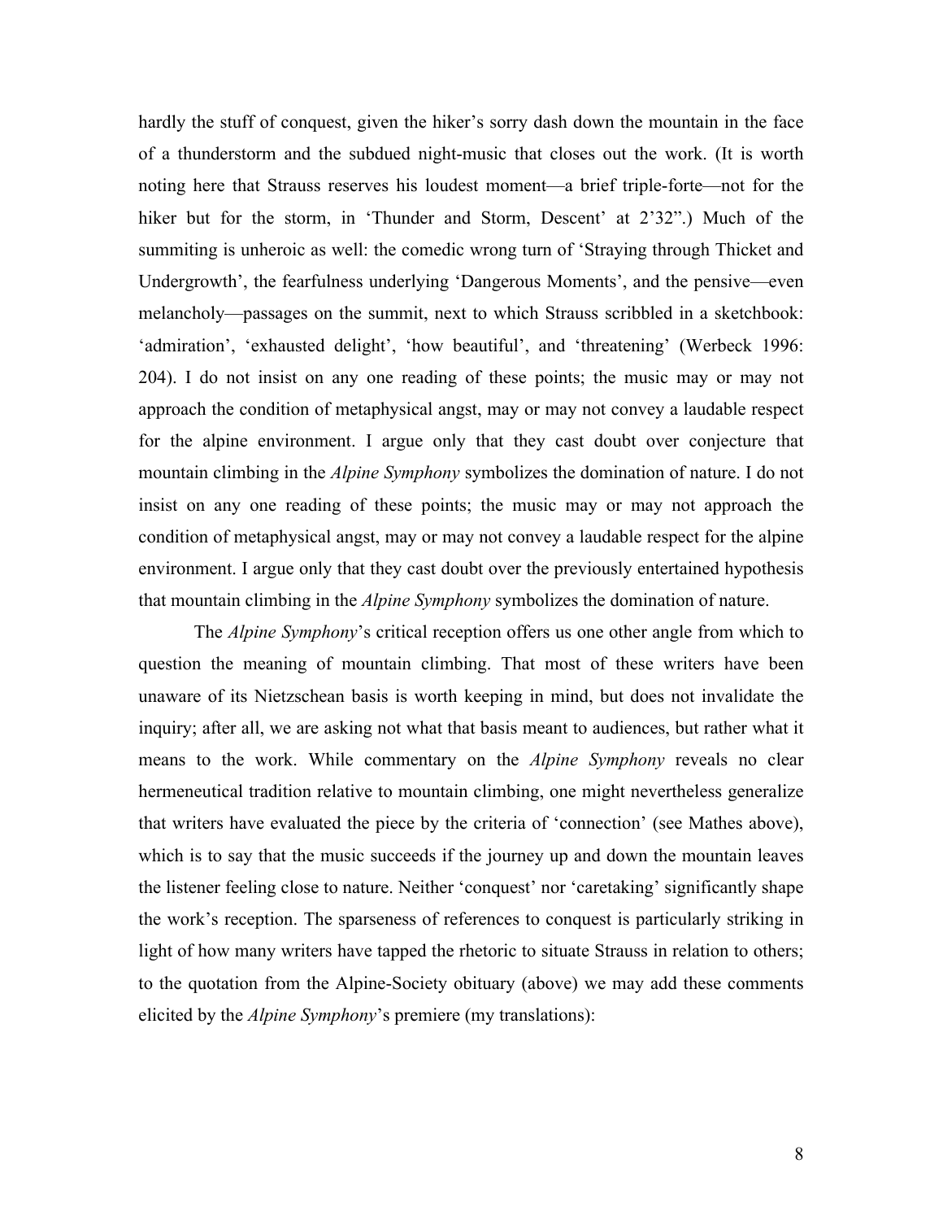hardly the stuff of conquest, given the hiker's sorry dash down the mountain in the face of a thunderstorm and the subdued night-music that closes out the work. (It is worth noting here that Strauss reserves his loudest moment—a brief triple-forte—not for the hiker but for the storm, in 'Thunder and Storm, Descent' at 2'32".) Much of the summiting is unheroic as well: the comedic wrong turn of 'Straying through Thicket and Undergrowth', the fearfulness underlying 'Dangerous Moments', and the pensive—even melancholy—passages on the summit, next to which Strauss scribbled in a sketchbook: 'admiration', 'exhausted delight', 'how beautiful', and 'threatening' (Werbeck 1996: 204). I do not insist on any one reading of these points; the music may or may not approach the condition of metaphysical angst, may or may not convey a laudable respect for the alpine environment. I argue only that they cast doubt over conjecture that mountain climbing in the *Alpine Symphony* symbolizes the domination of nature. I do not insist on any one reading of these points; the music may or may not approach the condition of metaphysical angst, may or may not convey a laudable respect for the alpine environment. I argue only that they cast doubt over the previously entertained hypothesis that mountain climbing in the *Alpine Symphony* symbolizes the domination of nature.

The *Alpine Symphony*'s critical reception offers us one other angle from which to question the meaning of mountain climbing. That most of these writers have been unaware of its Nietzschean basis is worth keeping in mind, but does not invalidate the inquiry; after all, we are asking not what that basis meant to audiences, but rather what it means to the work. While commentary on the *Alpine Symphony* reveals no clear hermeneutical tradition relative to mountain climbing, one might nevertheless generalize that writers have evaluated the piece by the criteria of 'connection' (see Mathes above), which is to say that the music succeeds if the journey up and down the mountain leaves the listener feeling close to nature. Neither 'conquest' nor 'caretaking' significantly shape the work's reception. The sparseness of references to conquest is particularly striking in light of how many writers have tapped the rhetoric to situate Strauss in relation to others; to the quotation from the Alpine-Society obituary (above) we may add these comments elicited by the *Alpine Symphony*'s premiere (my translations):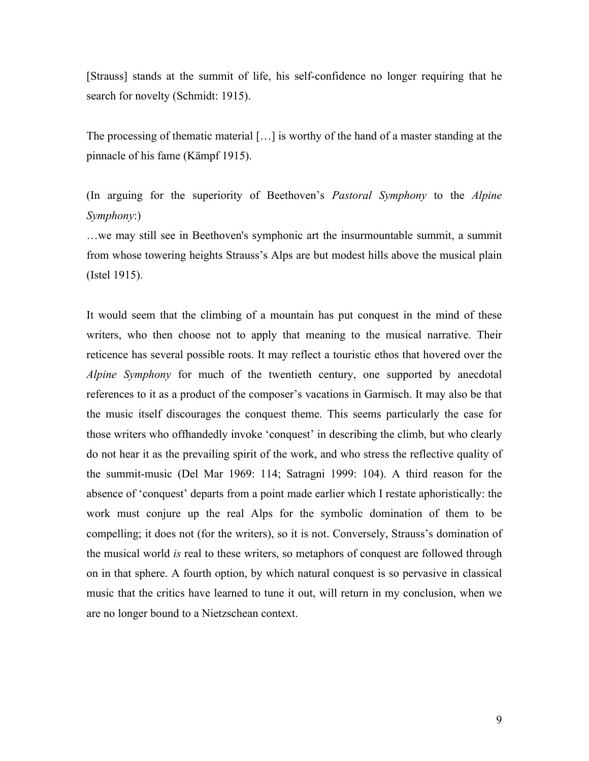[Strauss] stands at the summit of life, his self-confidence no longer requiring that he search for novelty (Schmidt: 1915).

The processing of thematic material […] is worthy of the hand of a master standing at the pinnacle of his fame (Kämpf 1915).

(In arguing for the superiority of Beethoven's *Pastoral Symphony* to the *Alpine Symphony*:)
…we may still see in Beethoven's symphonic art the insurmountable summit, a summit from whose towering heights Strauss's Alps are but modest hills above the musical plain (Istel 1915).

It would seem that the climbing of a mountain has put conquest in the mind of these writers, who then choose not to apply that meaning to the musical narrative. Their reticence has several possible roots. It may reflect a touristic ethos that hovered over the *Alpine Symphony* for much of the twentieth century, one supported by anecdotal references to it as a product of the composer's vacations in Garmisch. It may also be that the music itself discourages the conquest theme. This seems particularly the case for those writers who offhandedly invoke 'conquest' in describing the climb, but who clearly do not hear it as the prevailing spirit of the work, and who stress the reflective quality of the summit-music (Del Mar 1969: 114; Satragni 1999: 104). A third reason for the absence of 'conquest' departs from a point made earlier which I restate aphoristically: the work must conjure up the real Alps for the symbolic domination of them to be compelling; it does not (for the writers), so it is not. Conversely, Strauss's domination of the musical world *is* real to these writers, so metaphors of conquest are followed through on in that sphere. A fourth option, by which natural conquest is so pervasive in classical music that the critics have learned to tune it out, will return in my conclusion, when we are no longer bound to a Nietzschean context.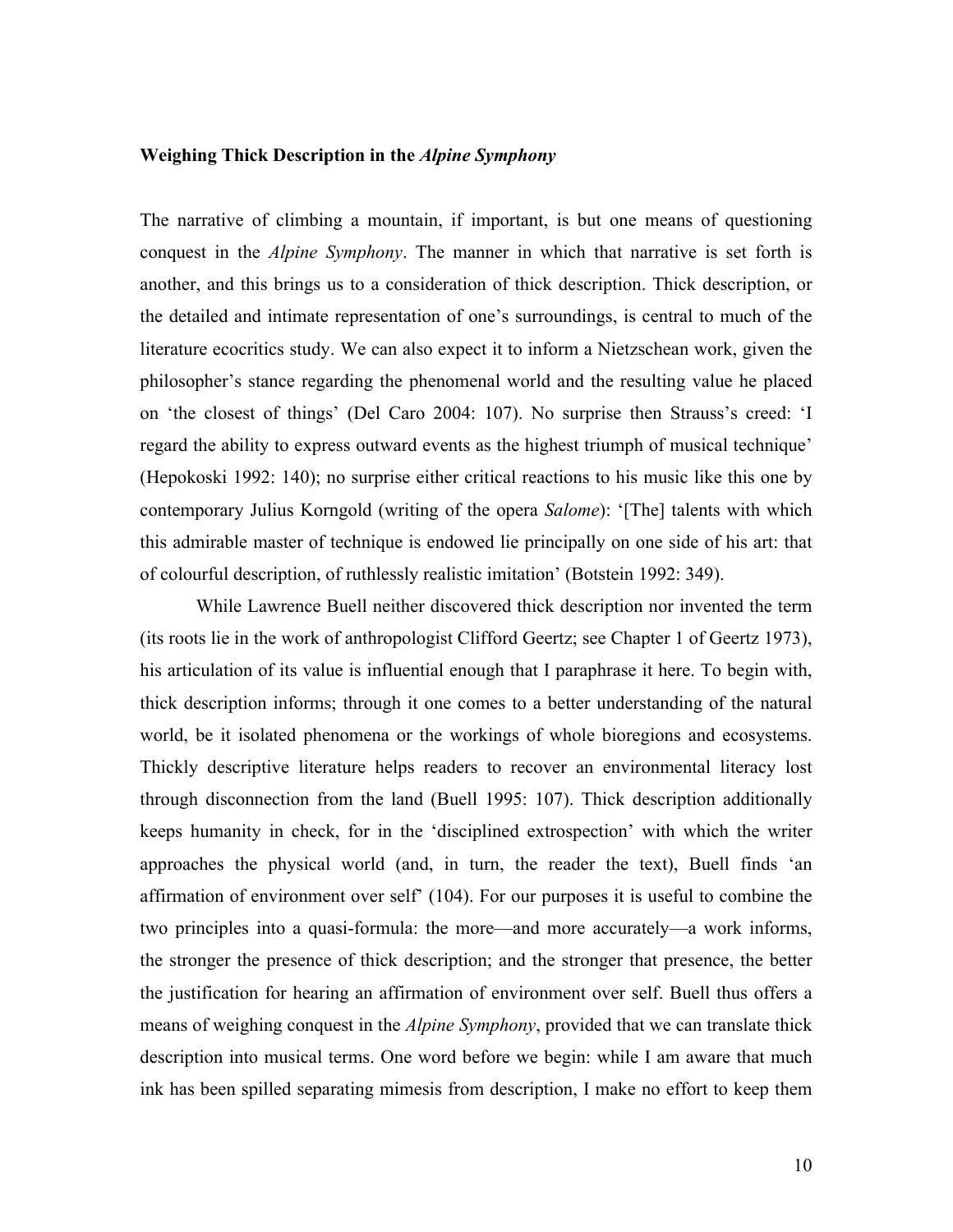## Weighing Thick Description in the *Alpine Symphony*

The narrative of climbing a mountain, if important, is but one means of questioning conquest in the *Alpine Symphony*. The manner in which that narrative is set forth is another, and this brings us to a consideration of thick description. Thick description, or the detailed and intimate representation of one's surroundings, is central to much of the literature ecocritics study. We can also expect it to inform a Nietzschean work, given the philosopher's stance regarding the phenomenal world and the resulting value he placed on 'the closest of things' (Del Caro 2004: 107). No surprise then Strauss's creed: 'I regard the ability to express outward events as the highest triumph of musical technique' (Hepokoski 1992: 140); no surprise either critical reactions to his music like this one by contemporary Julius Korngold (writing of the opera *Salome*): '[The] talents with which this admirable master of technique is endowed lie principally on one side of his art: that of colourful description, of ruthlessly realistic imitation' (Botstein 1992: 349).

While Lawrence Buell neither discovered thick description nor invented the term (its roots lie in the work of anthropologist Clifford Geertz; see Chapter 1 of Geertz 1973), his articulation of its value is influential enough that I paraphrase it here. To begin with, thick description informs; through it one comes to a better understanding of the natural world, be it isolated phenomena or the workings of whole bioregions and ecosystems. Thickly descriptive literature helps readers to recover an environmental literacy lost through disconnection from the land (Buell 1995: 107). Thick description additionally keeps humanity in check, for in the 'disciplined extrospection' with which the writer approaches the physical world (and, in turn, the reader the text), Buell finds 'an affirmation of environment over self' (104). For our purposes it is useful to combine the two principles into a quasi-formula: the more—and more accurately—a work informs, the stronger the presence of thick description; and the stronger that presence, the better the justification for hearing an affirmation of environment over self. Buell thus offers a means of weighing conquest in the *Alpine Symphony*, provided that we can translate thick description into musical terms. One word before we begin: while I am aware that much ink has been spilled separating mimesis from description, I make no effort to keep them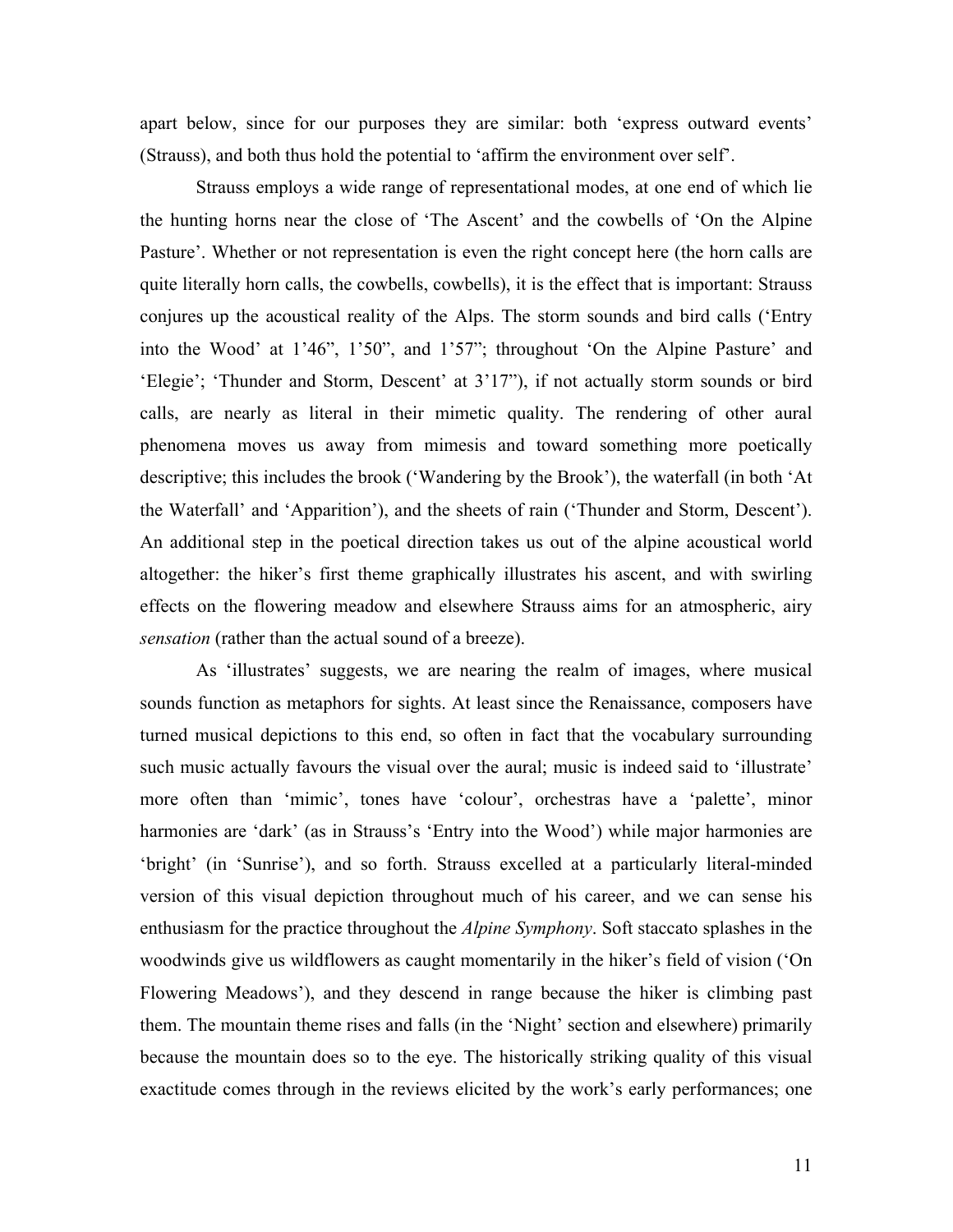apart below, since for our purposes they are similar: both 'express outward events' (Strauss), and both thus hold the potential to 'affirm the environment over self'.

Strauss employs a wide range of representational modes, at one end of which lie the hunting horns near the close of 'The Ascent' and the cowbells of 'On the Alpine Pasture'. Whether or not representation is even the right concept here (the horn calls are quite literally horn calls, the cowbells, cowbells), it is the effect that is important: Strauss conjures up the acoustical reality of the Alps. The storm sounds and bird calls ('Entry into the Wood' at 1'46", 1'50", and 1'57"; throughout 'On the Alpine Pasture' and 'Elegie'; 'Thunder and Storm, Descent' at 3'17"), if not actually storm sounds or bird calls, are nearly as literal in their mimetic quality. The rendering of other aural phenomena moves us away from mimesis and toward something more poetically descriptive; this includes the brook ('Wandering by the Brook'), the waterfall (in both 'At the Waterfall' and 'Apparition'), and the sheets of rain ('Thunder and Storm, Descent'). An additional step in the poetical direction takes us out of the alpine acoustical world altogether: the hiker's first theme graphically illustrates his ascent, and with swirling effects on the flowering meadow and elsewhere Strauss aims for an atmospheric, airy *sensation* (rather than the actual sound of a breeze).

As 'illustrates' suggests, we are nearing the realm of images, where musical sounds function as metaphors for sights. At least since the Renaissance, composers have turned musical depictions to this end, so often in fact that the vocabulary surrounding such music actually favours the visual over the aural; music is indeed said to 'illustrate' more often than 'mimic', tones have 'colour', orchestras have a 'palette', minor harmonies are 'dark' (as in Strauss's 'Entry into the Wood') while major harmonies are 'bright' (in 'Sunrise'), and so forth. Strauss excelled at a particularly literal-minded version of this visual depiction throughout much of his career, and we can sense his enthusiasm for the practice throughout the *Alpine Symphony*. Soft staccato splashes in the woodwinds give us wildflowers as caught momentarily in the hiker's field of vision ('On Flowering Meadows'), and they descend in range because the hiker is climbing past them. The mountain theme rises and falls (in the 'Night' section and elsewhere) primarily because the mountain does so to the eye. The historically striking quality of this visual exactitude comes through in the reviews elicited by the work's early performances; one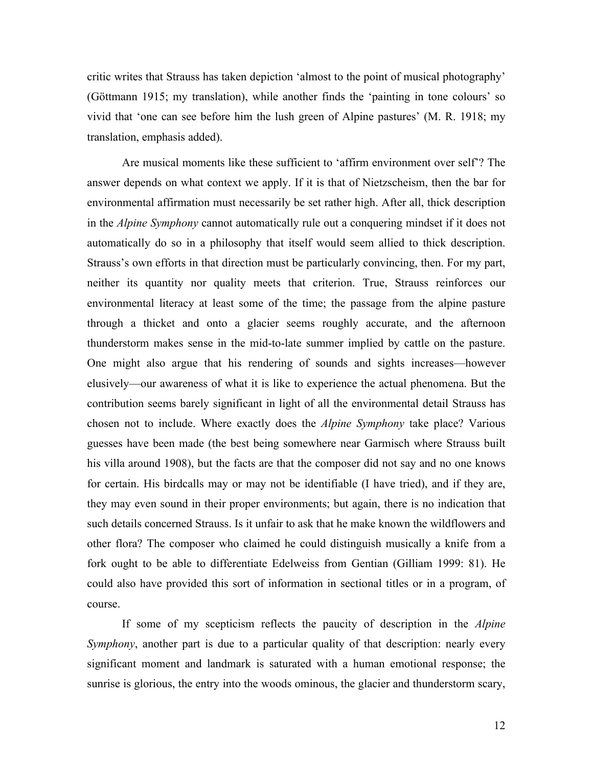critic writes that Strauss has taken depiction 'almost to the point of musical photography' (Göttmann 1915; my translation), while another finds the 'painting in tone colours' so vivid that 'one can *see* before him the lush green of Alpine pastures' (M. R. 1918; my translation, emphasis added).

Are musical moments like these sufficient to 'affirm environment over self'? The answer depends on what context we apply. If it is that of Nietzscheism, then the bar for environmental affirmation must necessarily be set rather high. After all, thick description in the *Alpine Symphony* cannot automatically rule out a conquering mindset if it does not automatically do so in a philosophy that itself would seem allied to thick description. Strauss's own efforts in that direction must be particularly convincing, then. For my part, neither its quantity nor quality meets that criterion. True, Strauss reinforces our environmental literacy at least some of the time; the passage from the alpine pasture through a thicket and onto a glacier seems roughly accurate, and the afternoon thunderstorm makes sense in the mid-to-late summer implied by cattle on the pasture. One might also argue that his rendering of sounds and sights increases—however elusively—our awareness of what it is like to experience the actual phenomena. But the contribution seems barely significant in light of all the environmental detail Strauss has chosen not to include. Where exactly does the *Alpine Symphony* take place? Various guesses have been made (the best being somewhere near Garmisch where Strauss built his villa around 1908), but the facts are that the composer did not say and no one knows for certain. His birdcalls may or may not be identifiable (I have tried), and if they are, they may even sound in their proper environments; but again, there is no indication that such details concerned Strauss. Is it unfair to ask that he make known the wildflowers and other flora? The composer who claimed he could distinguish musically a knife from a fork ought to be able to differentiate Edelweiss from Gentian (Gilliam 1999: 81). He could also have provided this sort of information in sectional titles or in a program, of course.

If some of my scepticism reflects the paucity of description in the *Alpine Symphony*, another part is due to a particular quality of that description: nearly every significant moment and landmark is saturated with a human emotional response; the sunrise is glorious, the entry into the woods ominous, the glacier and thunderstorm scary,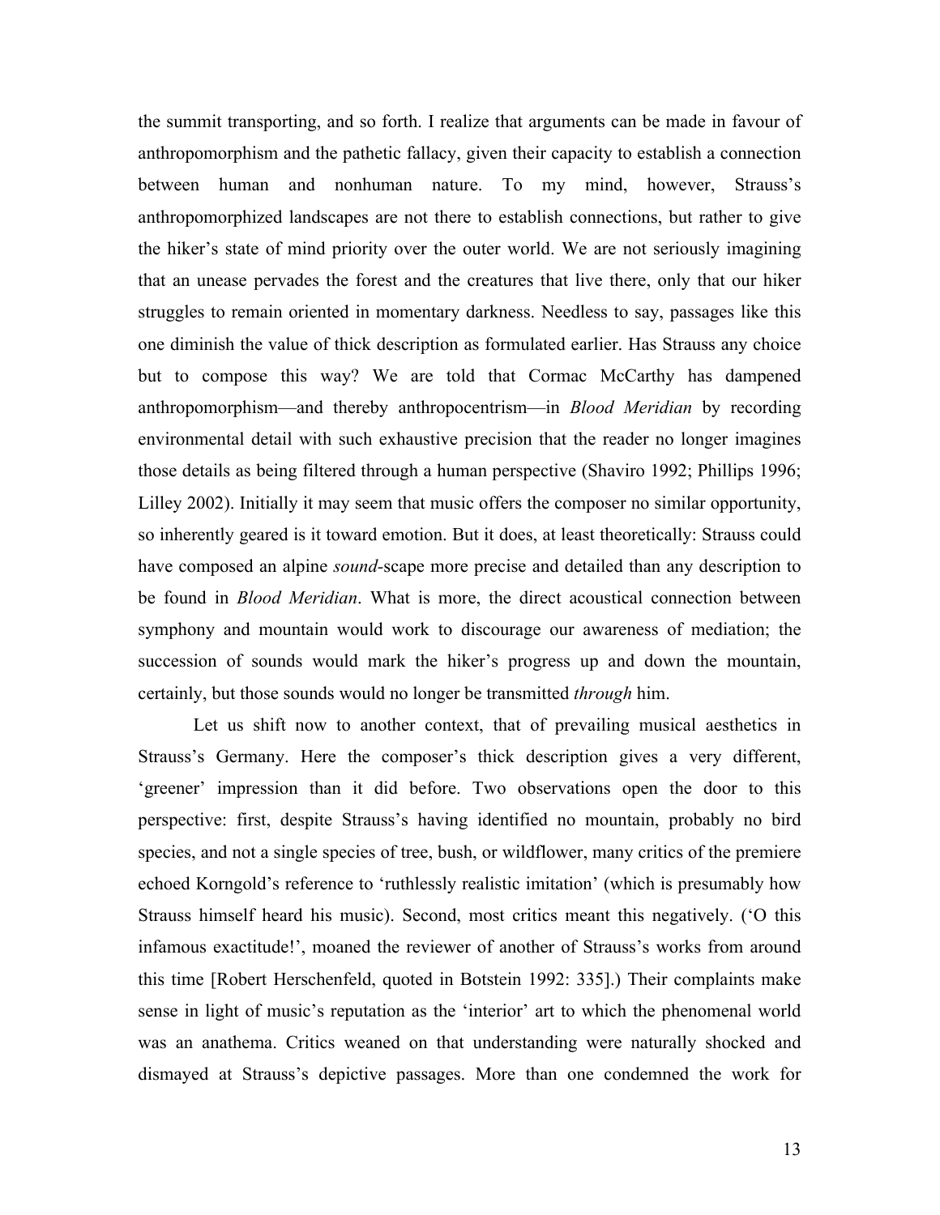the summit transporting, and so forth. I realize that arguments can be made in favour of anthropomorphism and the pathetic fallacy, given their capacity to establish a connection between human and nonhuman nature. To my mind, however, Strauss's anthropomorphized landscapes are not there to establish connections, but rather to give the hiker's state of mind priority over the outer world. We are not seriously imagining that an unease pervades the forest and the creatures that live there, only that our hiker struggles to remain oriented in momentary darkness. Needless to say, passages like this one diminish the value of thick description as formulated earlier. Has Strauss any choice but to compose this way? We are told that Cormac McCarthy has dampened anthropomorphism—and thereby anthropocentrism—in *Blood Meridian* by recording environmental detail with such exhaustive precision that the reader no longer imagines those details as being filtered through a human perspective (Shaviro 1992; Phillips 1996; Lilley 2002). Initially it may seem that music offers the composer no similar opportunity, so inherently geared is it toward emotion. But it does, at least theoretically: Strauss could have composed an alpine *sound*-scape more precise and detailed than any description to be found in *Blood Meridian*. What is more, the direct acoustical connection between symphony and mountain would work to discourage our awareness of mediation; the succession of sounds would mark the hiker's progress up and down the mountain, certainly, but those sounds would no longer be transmitted *through* him.

Let us shift now to another context, that of prevailing musical aesthetics in Strauss's Germany. Here the composer's thick description gives a very different, 'greener' impression than it did before. Two observations open the door to this perspective: first, despite Strauss's having identified no mountain, probably no bird species, and not a single species of tree, bush, or wildflower, many critics of the premiere echoed Korngold's reference to 'ruthlessly realistic imitation' (which is presumably how Strauss himself heard his music). Second, most critics meant this negatively. ('O this infamous exactitude!', moaned the reviewer of another of Strauss's works from around this time [Robert Herschenfeld, quoted in Botstein 1992: 335].) Their complaints make sense in light of music's reputation as the 'interior' art to which the phenomenal world was an anathema. Critics weaned on that understanding were naturally shocked and dismayed at Strauss's depictive passages. More than one condemned the work for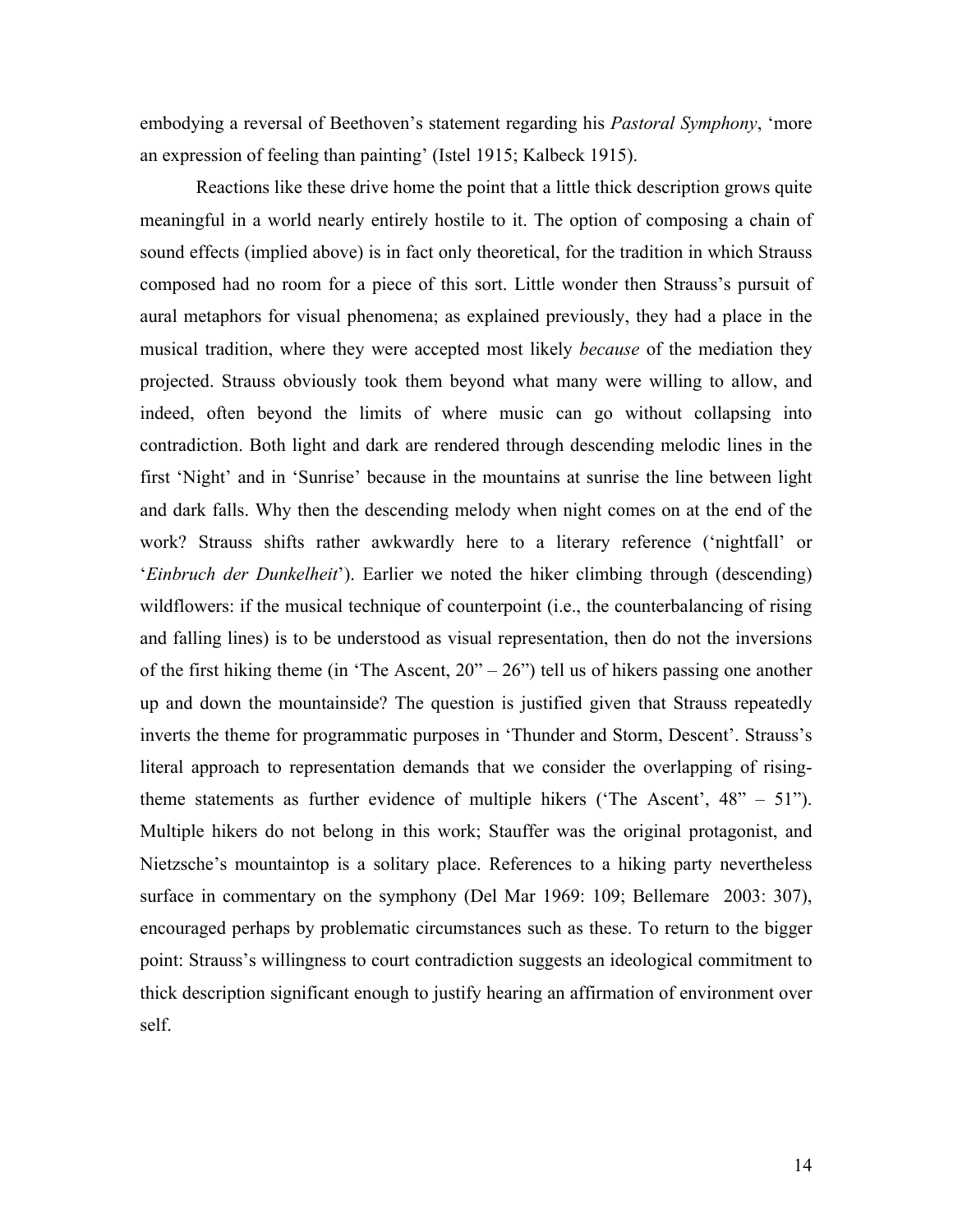embodying a reversal of Beethoven's statement regarding his *Pastoral Symphony*, 'more an expression of feeling than painting' (Istel 1915; Kalbeck 1915).

Reactions like these drive home the point that a little thick description grows quite meaningful in a world nearly entirely hostile to it. The option of composing a chain of sound effects (implied above) is in fact only theoretical, for the tradition in which Strauss composed had no room for a piece of this sort. Little wonder then Strauss's pursuit of aural metaphors for visual phenomena; as explained previously, they had a place in the musical tradition, where they were accepted most likely *because* of the mediation they projected. Strauss obviously took them beyond what many were willing to allow, and indeed, often beyond the limits of where music can go without collapsing into contradiction. Both light and dark are rendered through descending melodic lines in the first 'Night' and in 'Sunrise' because in the mountains at sunrise the line between light and dark falls. Why then the descending melody when night comes on at the end of the work? Strauss shifts rather awkwardly here to a literary reference ('nightfall' or '*Einbruch der Dunkelheit*'). Earlier we noted the hiker climbing through (descending) wildflowers: if the musical technique of counterpoint (i.e., the counterbalancing of rising and falling lines) is to be understood as visual representation, then do not the inversions of the first hiking theme (in 'The Ascent, 20" – 26") tell us of hikers passing one another up and down the mountainside? The question is justified given that Strauss repeatedly inverts the theme for programmatic purposes in 'Thunder and Storm, Descent'. Strauss's literal approach to representation demands that we consider the overlapping of rising-theme statements as further evidence of multiple hikers ('The Ascent', 48" – 51"). Multiple hikers do not belong in this work; Stauffer was the original protagonist, and Nietzsche's mountaintop is a solitary place. References to a hiking party nevertheless surface in commentary on the symphony (Del Mar 1969: 109; Bellemare 2003: 307), encouraged perhaps by problematic circumstances such as these. To return to the bigger point: Strauss's willingness to court contradiction suggests an ideological commitment to thick description significant enough to justify hearing an affirmation of environment over self.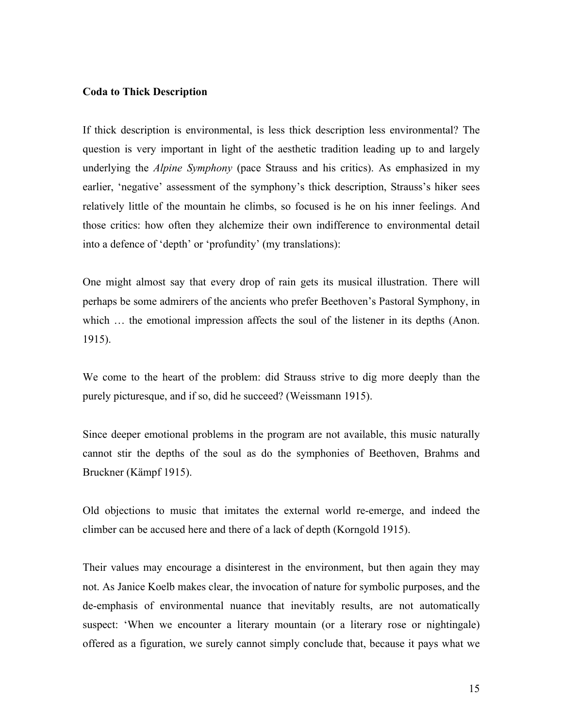**Coda to Thick Description**

If thick description is environmental, is less thick description less environmental? The question is very important in light of the aesthetic tradition leading up to and largely underlying the *Alpine Symphony* (pace Strauss and his critics). As emphasized in my earlier, 'negative' assessment of the symphony's thick description, Strauss's hiker sees relatively little of the mountain he climbs, so focused is he on his inner feelings. And those critics: how often they alchemize their own indifference to environmental detail into a defence of 'depth' or 'profundity' (my translations):

One might almost say that every drop of rain gets its musical illustration. There will perhaps be some admirers of the ancients who prefer Beethoven's Pastoral Symphony, in which … the emotional impression affects the soul of the listener in its depths (Anon. 1915).

We come to the heart of the problem: did Strauss strive to dig more deeply than the purely picturesque, and if so, did he succeed? (Weissmann 1915).

Since deeper emotional problems in the program are not available, this music naturally cannot stir the depths of the soul as do the symphonies of Beethoven, Brahms and Bruckner (Kämpf 1915).

Old objections to music that imitates the external world re-emerge, and indeed the climber can be accused here and there of a lack of depth (Korngold 1915).

Their values may encourage a disinterest in the environment, but then again they may not. As Janice Koelb makes clear, the invocation of nature for symbolic purposes, and the de-emphasis of environmental nuance that inevitably results, are not automatically suspect: 'When we encounter a literary mountain (or a literary rose or nightingale) offered as a figuration, we surely cannot simply conclude that, because it pays what we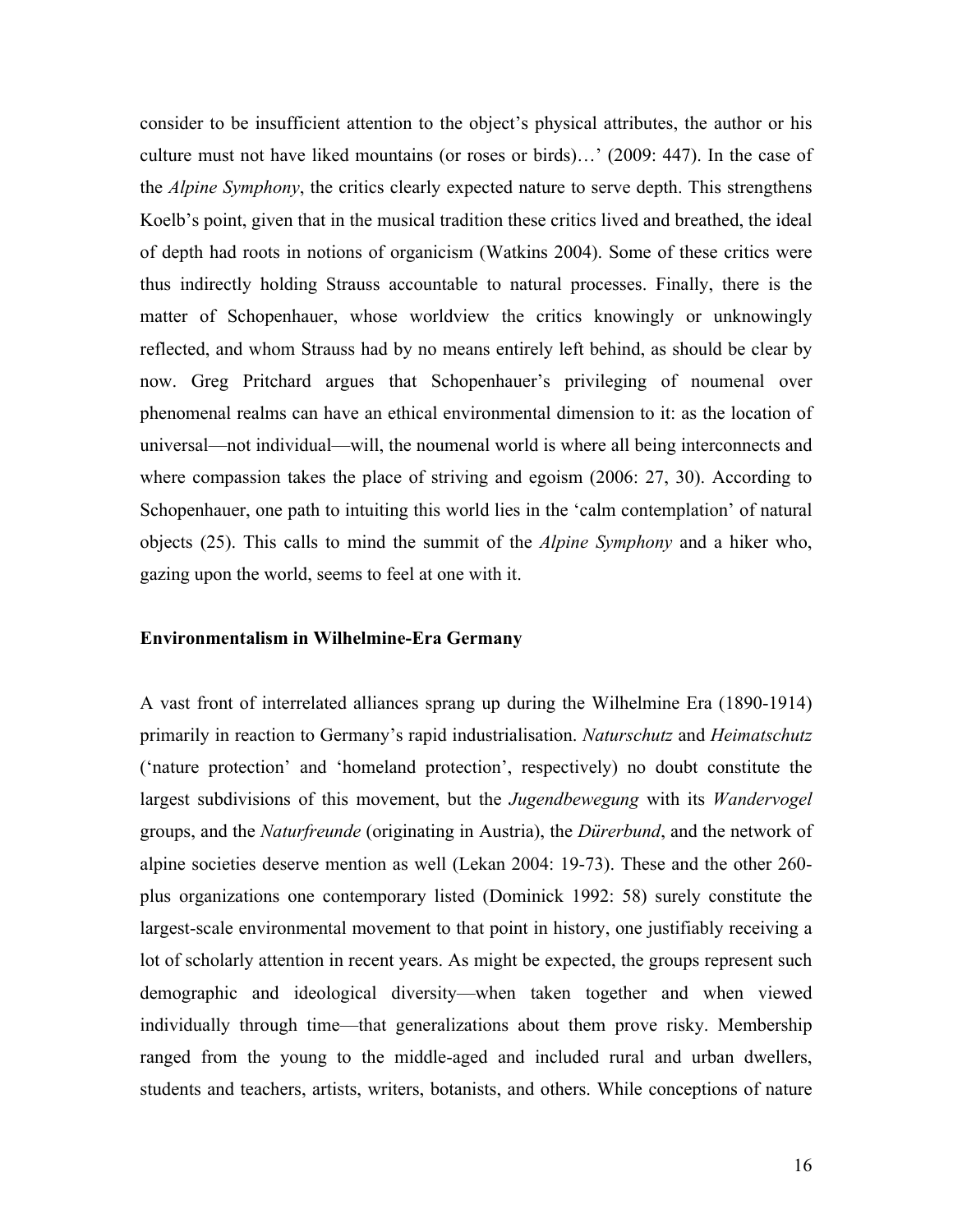consider to be insufficient attention to the object's physical attributes, the author or his culture must not have liked mountains (or roses or birds)…' (2009: 447). In the case of the *Alpine Symphony*, the critics clearly expected nature to serve depth. This strengthens Koelb's point, given that in the musical tradition these critics lived and breathed, the ideal of depth had roots in notions of organicism (Watkins 2004). Some of these critics were thus indirectly holding Strauss accountable to natural processes. Finally, there is the matter of Schopenhauer, whose worldview the critics knowingly or unknowingly reflected, and whom Strauss had by no means entirely left behind, as should be clear by now. Greg Pritchard argues that Schopenhauer's privileging of noumenal over phenomenal realms can have an ethical environmental dimension to it: as the location of universal—not individual—will, the noumenal world is where all being interconnects and where compassion takes the place of striving and egoism (2006: 27, 30). According to Schopenhauer, one path to intuiting this world lies in the 'calm contemplation' of natural objects (25). This calls to mind the summit of the *Alpine Symphony* and a hiker who, gazing upon the world, seems to feel at one with it.

## Environmentalism in Wilhelmine-Era Germany

A vast front of interrelated alliances sprang up during the Wilhelmine Era (1890-1914) primarily in reaction to Germany's rapid industrialisation. *Naturschutz* and *Heimatschutz* ('nature protection' and 'homeland protection', respectively) no doubt constitute the largest subdivisions of this movement, but the *Jugendbewegung* with its *Wandervogel* groups, and the *Naturfreunde* (originating in Austria), the *Dürerbund*, and the network of alpine societies deserve mention as well (Lekan 2004: 19-73). These and the other 260-plus organizations one contemporary listed (Dominick 1992: 58) surely constitute the largest-scale environmental movement to that point in history, one justifiably receiving a lot of scholarly attention in recent years. As might be expected, the groups represent such demographic and ideological diversity—when taken together and when viewed individually through time—that generalizations about them prove risky. Membership ranged from the young to the middle-aged and included rural and urban dwellers, students and teachers, artists, writers, botanists, and others. While conceptions of nature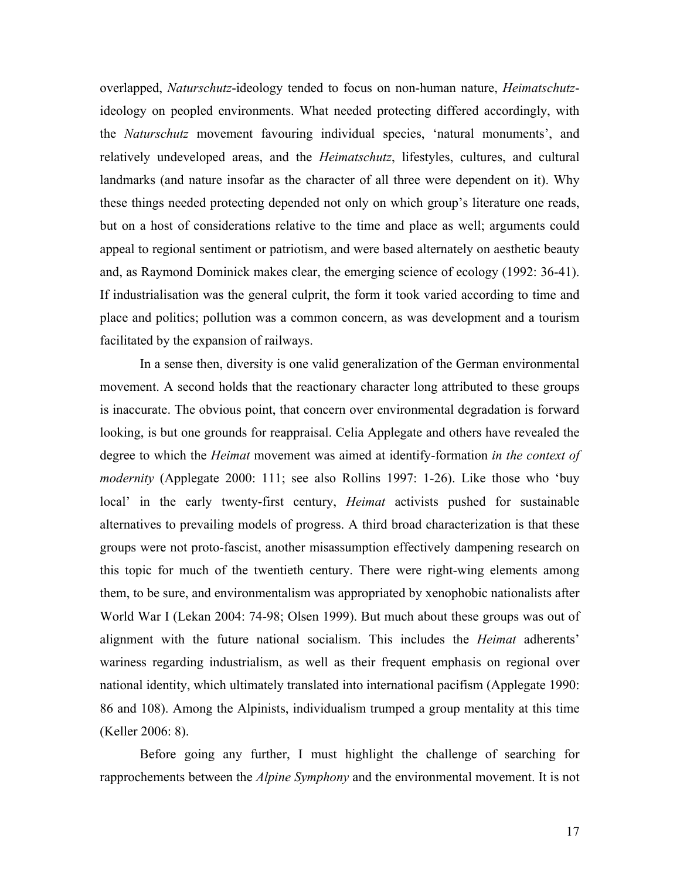overlapped, *Naturschutz*-ideology tended to focus on non-human nature, *Heimatschutz*-ideology on peopled environments. What needed protecting differed accordingly, with the *Naturschutz* movement favouring individual species, 'natural monuments', and relatively undeveloped areas, and the *Heimatschutz*, lifestyles, cultures, and cultural landmarks (and nature insofar as the character of all three were dependent on it). Why these things needed protecting depended not only on which group's literature one reads, but on a host of considerations relative to the time and place as well; arguments could appeal to regional sentiment or patriotism, and were based alternately on aesthetic beauty and, as Raymond Dominick makes clear, the emerging science of ecology (1992: 36-41). If industrialisation was the general culprit, the form it took varied according to time and place and politics; pollution was a common concern, as was development and a tourism facilitated by the expansion of railways.

In a sense then, diversity is one valid generalization of the German environmental movement. A second holds that the reactionary character long attributed to these groups is inaccurate. The obvious point, that concern over environmental degradation is forward looking, is but one grounds for reappraisal. Celia Applegate and others have revealed the degree to which the *Heimat* movement was aimed at identify-formation *in the context of modernity* (Applegate 2000: 111; see also Rollins 1997: 1-26). Like those who 'buy local' in the early twenty-first century, *Heimat* activists pushed for sustainable alternatives to prevailing models of progress. A third broad characterization is that these groups were not proto-fascist, another misassumption effectively dampening research on this topic for much of the twentieth century. There were right-wing elements among them, to be sure, and environmentalism was appropriated by xenophobic nationalists after World War I (Lekan 2004: 74-98; Olsen 1999). But much about these groups was out of alignment with the future national socialism. This includes the *Heimat* adherents' wariness regarding industrialism, as well as their frequent emphasis on regional over national identity, which ultimately translated into international pacifism (Applegate 1990: 86 and 108). Among the Alpinists, individualism trumped a group mentality at this time (Keller 2006: 8).

Before going any further, I must highlight the challenge of searching for rapprochements between the *Alpine Symphony* and the environmental movement. It is not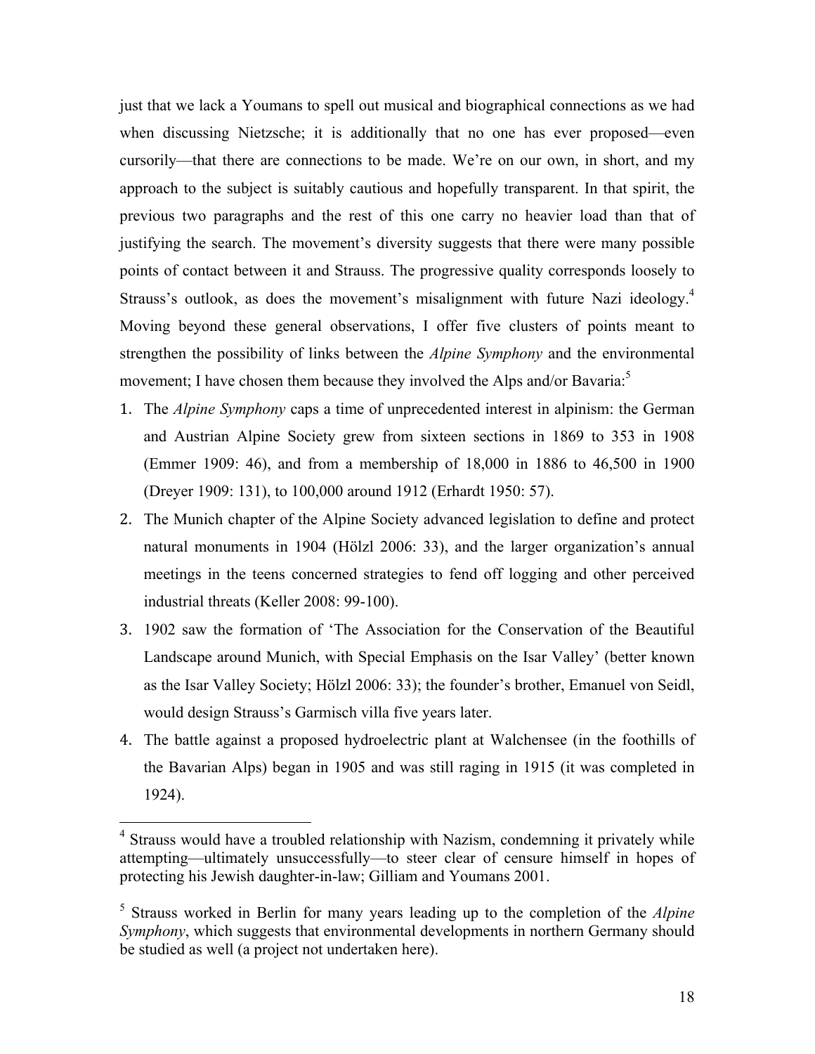just that we lack a Youmans to spell out musical and biographical connections as we had when discussing Nietzsche; it is additionally that no one has ever proposed—even cursorily—that there are connections to be made. We're on our own, in short, and my approach to the subject is suitably cautious and hopefully transparent. In that spirit, the previous two paragraphs and the rest of this one carry no heavier load than that of justifying the search. The movement's diversity suggests that there were many possible points of contact between it and Strauss. The progressive quality corresponds loosely to Strauss's outlook, as does the movement's misalignment with future Nazi ideology.[4] Moving beyond these general observations, I offer five clusters of points meant to strengthen the possibility of links between the *Alpine Symphony* and the environmental movement; I have chosen them because they involved the Alps and/or Bavaria:[5]

1. The *Alpine Symphony* caps a time of unprecedented interest in alpinism: the German and Austrian Alpine Society grew from sixteen sections in 1869 to 353 in 1908 (Emmer 1909: 46), and from a membership of 18,000 in 1886 to 46,500 in 1900 (Dreyer 1909: 131), to 100,000 around 1912 (Erhardt 1950: 57).
2. The Munich chapter of the Alpine Society advanced legislation to define and protect natural monuments in 1904 (Hölzl 2006: 33), and the larger organization's annual meetings in the teens concerned strategies to fend off logging and other perceived industrial threats (Keller 2008: 99-100).
3. 1902 saw the formation of 'The Association for the Conservation of the Beautiful Landscape around Munich, with Special Emphasis on the Isar Valley' (better known as the Isar Valley Society; Hölzl 2006: 33); the founder's brother, Emanuel von Seidl, would design Strauss's Garmisch villa five years later.
4. The battle against a proposed hydroelectric plant at Walchensee (in the foothills of the Bavarian Alps) began in 1905 and was still raging in 1915 (it was completed in 1924).

[4] Strauss would have a troubled relationship with Nazism, condemning it privately while attempting—ultimately unsuccessfully—to steer clear of censure himself in hopes of protecting his Jewish daughter-in-law; Gilliam and Youmans 2001.

[5] Strauss worked in Berlin for many years leading up to the completion of the *Alpine Symphony*, which suggests that environmental developments in northern Germany should be studied as well (a project not undertaken here).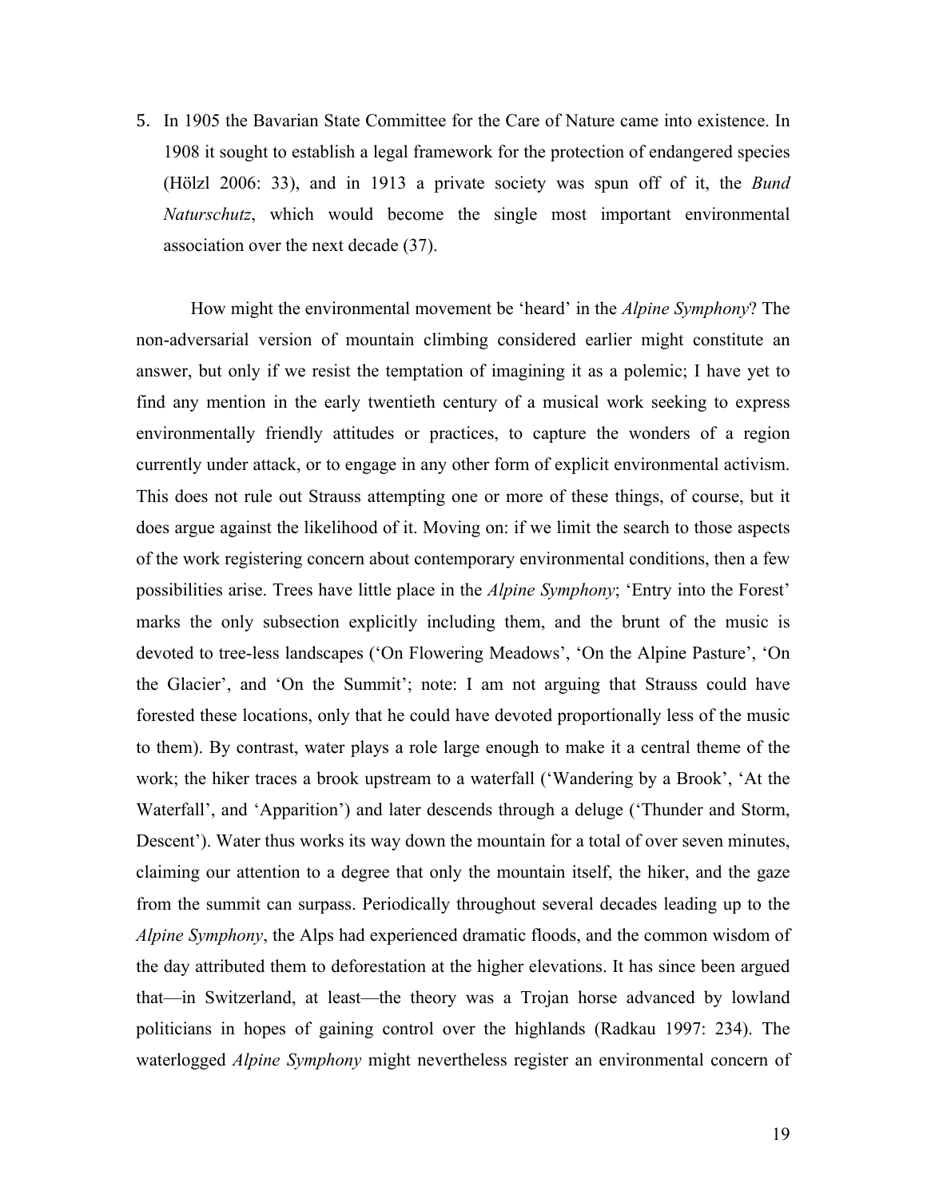5. In 1905 the Bavarian State Committee for the Care of Nature came into existence. In 1908 it sought to establish a legal framework for the protection of endangered species (Hölzl 2006: 33), and in 1913 a private society was spun off of it, the *Bund Naturschutz*, which would become the single most important environmental association over the next decade (37).

How might the environmental movement be 'heard' in the *Alpine Symphony*? The non-adversarial version of mountain climbing considered earlier might constitute an answer, but only if we resist the temptation of imagining it as a polemic; I have yet to find any mention in the early twentieth century of a musical work seeking to express environmentally friendly attitudes or practices, to capture the wonders of a region currently under attack, or to engage in any other form of explicit environmental activism. This does not rule out Strauss attempting one or more of these things, of course, but it does argue against the likelihood of it. Moving on: if we limit the search to those aspects of the work registering concern about contemporary environmental conditions, then a few possibilities arise. Trees have little place in the *Alpine Symphony*; 'Entry into the Forest' marks the only subsection explicitly including them, and the brunt of the music is devoted to tree-less landscapes ('On Flowering Meadows', 'On the Alpine Pasture', 'On the Glacier', and 'On the Summit'; note: I am not arguing that Strauss could have forested these locations, only that he could have devoted proportionally less of the music to them). By contrast, water plays a role large enough to make it a central theme of the work; the hiker traces a brook upstream to a waterfall ('Wandering by a Brook', 'At the Waterfall', and 'Apparition') and later descends through a deluge ('Thunder and Storm, Descent'). Water thus works its way down the mountain for a total of over seven minutes, claiming our attention to a degree that only the mountain itself, the hiker, and the gaze from the summit can surpass. Periodically throughout several decades leading up to the *Alpine Symphony*, the Alps had experienced dramatic floods, and the common wisdom of the day attributed them to deforestation at the higher elevations. It has since been argued that—in Switzerland, at least—the theory was a Trojan horse advanced by lowland politicians in hopes of gaining control over the highlands (Radkau 1997: 234). The waterlogged *Alpine Symphony* might nevertheless register an environmental concern of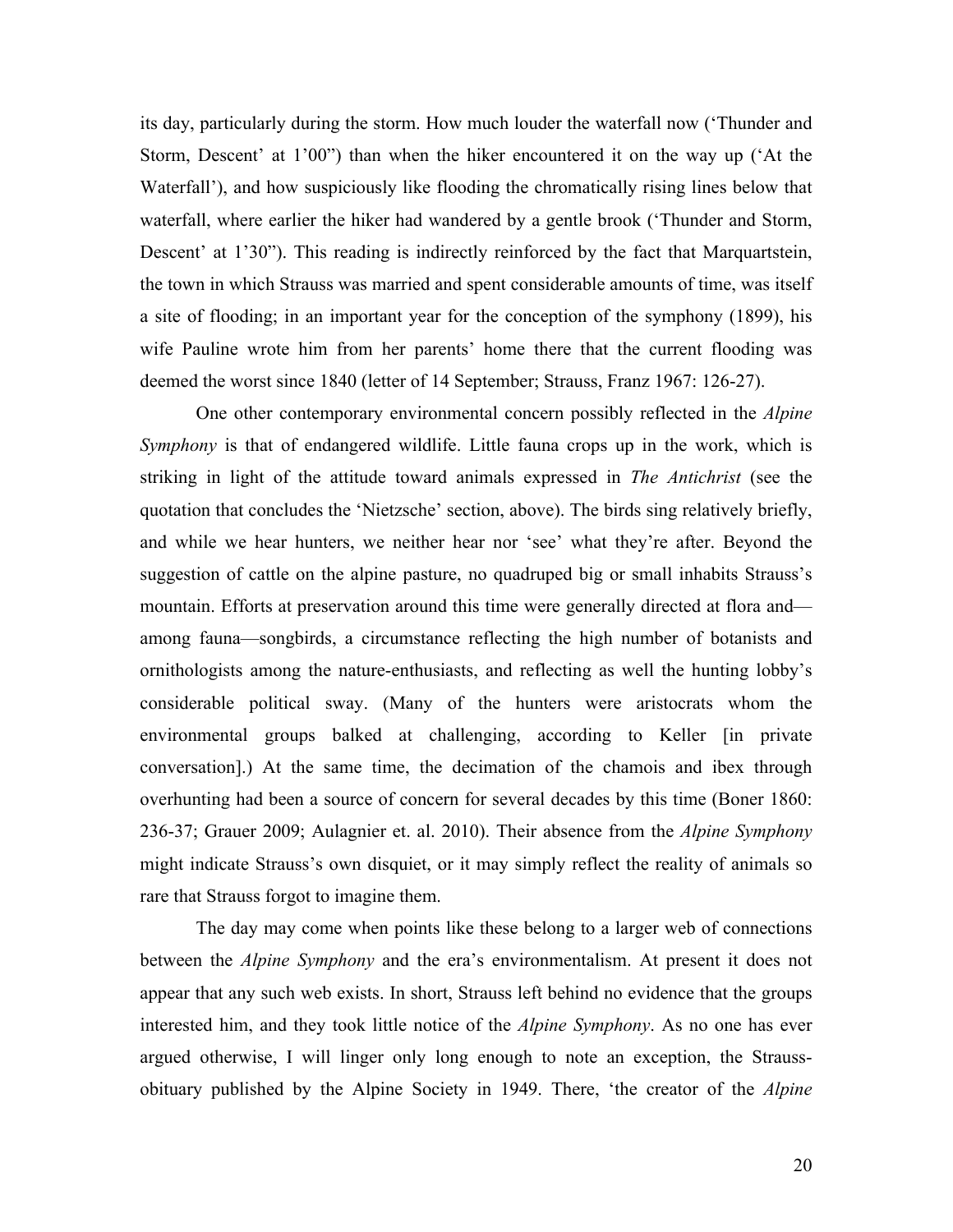its day, particularly during the storm. How much louder the waterfall now ('Thunder and Storm, Descent' at 1'00") than when the hiker encountered it on the way up ('At the Waterfall'), and how suspiciously like flooding the chromatically rising lines below that waterfall, where earlier the hiker had wandered by a gentle brook ('Thunder and Storm, Descent' at 1'30"). This reading is indirectly reinforced by the fact that Marquartstein, the town in which Strauss was married and spent considerable amounts of time, was itself a site of flooding; in an important year for the conception of the symphony (1899), his wife Pauline wrote him from her parents' home there that the current flooding was deemed the worst since 1840 (letter of 14 September; Strauss, Franz 1967: 126-27).

One other contemporary environmental concern possibly reflected in the *Alpine Symphony* is that of endangered wildlife. Little fauna crops up in the work, which is striking in light of the attitude toward animals expressed in *The Antichrist* (see the quotation that concludes the 'Nietzsche' section, above). The birds sing relatively briefly, and while we hear hunters, we neither hear nor 'see' what they're after. Beyond the suggestion of cattle on the alpine pasture, no quadruped big or small inhabits Strauss's mountain. Efforts at preservation around this time were generally directed at flora and—among fauna—songbirds, a circumstance reflecting the high number of botanists and ornithologists among the nature-enthusiasts, and reflecting as well the hunting lobby's considerable political sway. (Many of the hunters were aristocrats whom the environmental groups balked at challenging, according to Keller [in private conversation].) At the same time, the decimation of the chamois and ibex through overhunting had been a source of concern for several decades by this time (Boner 1860: 236-37; Grauer 2009; Aulagnier et. al. 2010). Their absence from the *Alpine Symphony* might indicate Strauss's own disquiet, or it may simply reflect the reality of animals so rare that Strauss forgot to imagine them.

The day may come when points like these belong to a larger web of connections between the *Alpine Symphony* and the era's environmentalism. At present it does not appear that any such web exists. In short, Strauss left behind no evidence that the groups interested him, and they took little notice of the *Alpine Symphony*. As no one has ever argued otherwise, I will linger only long enough to note an exception, the Strauss-obituary published by the Alpine Society in 1949. There, 'the creator of the *Alpine*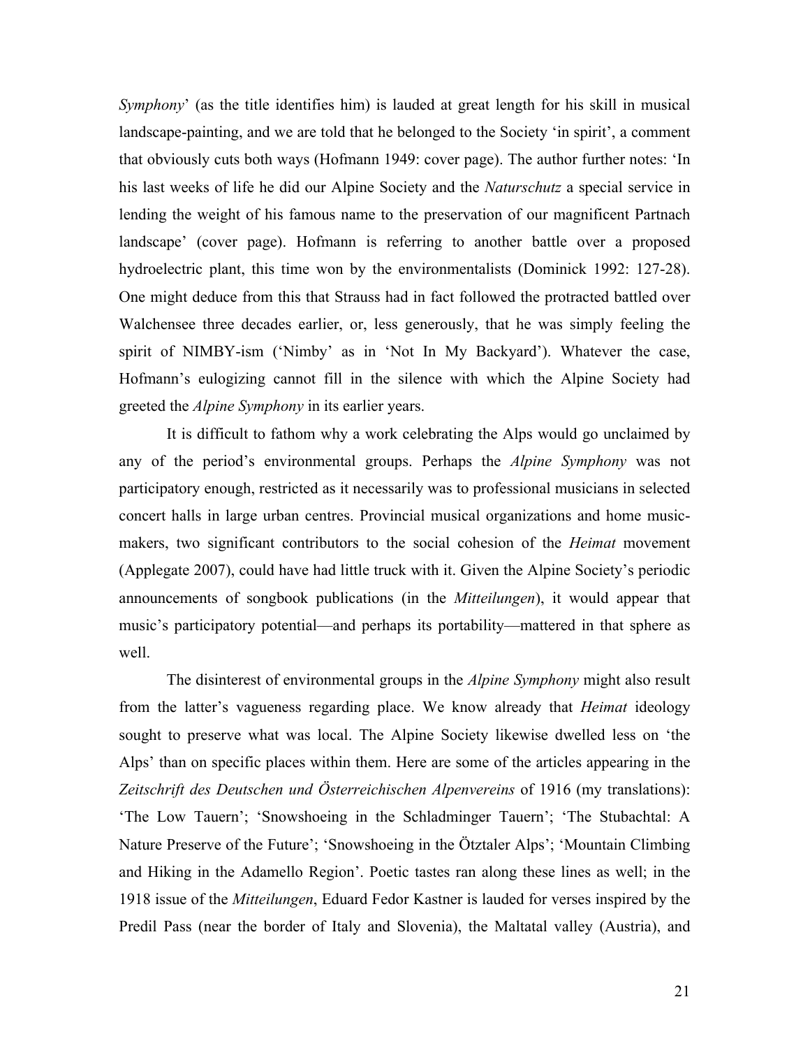*Symphony*' (as the title identifies him) is lauded at great length for his skill in musical landscape-painting, and we are told that he belonged to the Society 'in spirit', a comment that obviously cuts both ways (Hofmann 1949: cover page). The author further notes: 'In his last weeks of life he did our Alpine Society and the *Naturschutz* a special service in lending the weight of his famous name to the preservation of our magnificent Partnach landscape' (cover page). Hofmann is referring to another battle over a proposed hydroelectric plant, this time won by the environmentalists (Dominick 1992: 127-28). One might deduce from this that Strauss had in fact followed the protracted battled over Walchensee three decades earlier, or, less generously, that he was simply feeling the spirit of NIMBY-ism ('Nimby' as in 'Not In My Backyard'). Whatever the case, Hofmann's eulogizing cannot fill in the silence with which the Alpine Society had greeted the *Alpine Symphony* in its earlier years.

It is difficult to fathom why a work celebrating the Alps would go unclaimed by any of the period's environmental groups. Perhaps the *Alpine Symphony* was not participatory enough, restricted as it necessarily was to professional musicians in selected concert halls in large urban centres. Provincial musical organizations and home music-makers, two significant contributors to the social cohesion of the *Heimat* movement (Applegate 2007), could have had little truck with it. Given the Alpine Society's periodic announcements of songbook publications (in the *Mitteilungen*), it would appear that music's participatory potential—and perhaps its portability—mattered in that sphere as well.

The disinterest of environmental groups in the *Alpine Symphony* might also result from the latter's vagueness regarding place. We know already that *Heimat* ideology sought to preserve what was local. The Alpine Society likewise dwelled less on 'the Alps' than on specific places within them. Here are some of the articles appearing in the *Zeitschrift des Deutschen und Österreichischen Alpenvereins* of 1916 (my translations): 'The Low Tauern'; 'Snowshoeing in the Schladminger Tauern'; 'The Stubachtal: A Nature Preserve of the Future'; 'Snowshoeing in the Ötztaler Alps'; 'Mountain Climbing and Hiking in the Adamello Region'. Poetic tastes ran along these lines as well; in the 1918 issue of the *Mitteilungen*, Eduard Fedor Kastner is lauded for verses inspired by the Predil Pass (near the border of Italy and Slovenia), the Maltatal valley (Austria), and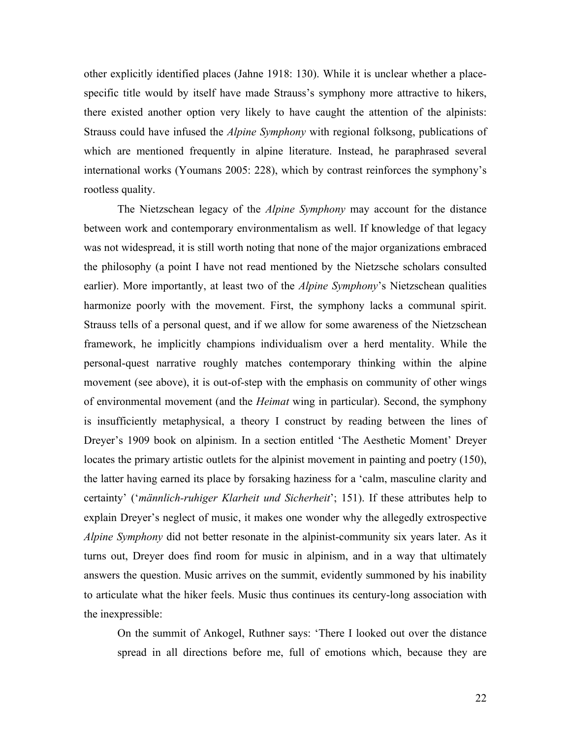other explicitly identified places (Jahne 1918: 130). While it is unclear whether a place-specific title would by itself have made Strauss's symphony more attractive to hikers, there existed another option very likely to have caught the attention of the alpinists: Strauss could have infused the *Alpine Symphony* with regional folksong, publications of which are mentioned frequently in alpine literature. Instead, he paraphrased several international works (Youmans 2005: 228), which by contrast reinforces the symphony's rootless quality.

The Nietzschean legacy of the *Alpine Symphony* may account for the distance between work and contemporary environmentalism as well. If knowledge of that legacy was not widespread, it is still worth noting that none of the major organizations embraced the philosophy (a point I have not read mentioned by the Nietzsche scholars consulted earlier). More importantly, at least two of the *Alpine Symphony*'s Nietzschean qualities harmonize poorly with the movement. First, the symphony lacks a communal spirit. Strauss tells of a personal quest, and if we allow for some awareness of the Nietzschean framework, he implicitly champions individualism over a herd mentality. While the personal-quest narrative roughly matches contemporary thinking within the alpine movement (see above), it is out-of-step with the emphasis on community of other wings of environmental movement (and the *Heimat* wing in particular). Second, the symphony is insufficiently metaphysical, a theory I construct by reading between the lines of Dreyer's 1909 book on alpinism. In a section entitled 'The Aesthetic Moment' Dreyer locates the primary artistic outlets for the alpinist movement in painting and poetry (150), the latter having earned its place by forsaking haziness for a 'calm, masculine clarity and certainty' ('*männlich-ruhiger Klarheit und Sicherheit*'; 151). If these attributes help to explain Dreyer's neglect of music, it makes one wonder why the allegedly extrospective *Alpine Symphony* did not better resonate in the alpinist-community six years later. As it turns out, Dreyer does find room for music in alpinism, and in a way that ultimately answers the question. Music arrives on the summit, evidently summoned by his inability to articulate what the hiker feels. Music thus continues its century-long association with the inexpressible:

> On the summit of Ankogel, Ruthner says: 'There I looked out over the distance spread in all directions before me, full of emotions which, because they are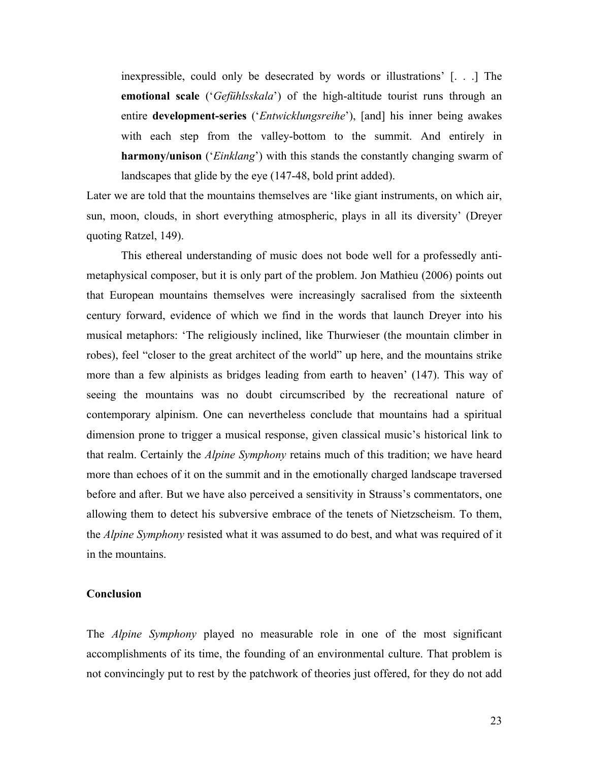> inexpressible, could only be desecrated by words or illustrations' [. . .] The **emotional scale** ('*Gefühlsskala*') of the high-altitude tourist runs through an entire **development-series** ('*Entwicklungsreihe*'), [and] his inner being awakes with each step from the valley-bottom to the summit. And entirely in **harmony/unison** ('*Einklang*') with this stands the constantly changing swarm of landscapes that glide by the eye (147-48, bold print added).

Later we are told that the mountains themselves are 'like giant instruments, on which air, sun, moon, clouds, in short everything atmospheric, plays in all its diversity' (Dreyer quoting Ratzel, 149).

This ethereal understanding of music does not bode well for a professedly anti-metaphysical composer, but it is only part of the problem. Jon Mathieu (2006) points out that European mountains themselves were increasingly sacralised from the sixteenth century forward, evidence of which we find in the words that launch Dreyer into his musical metaphors: 'The religiously inclined, like Thurwieser (the mountain climber in robes), feel "closer to the great architect of the world" up here, and the mountains strike more than a few alpinists as bridges leading from earth to heaven' (147). This way of seeing the mountains was no doubt circumscribed by the recreational nature of contemporary alpinism. One can nevertheless conclude that mountains had a spiritual dimension prone to trigger a musical response, given classical music's historical link to that realm. Certainly the *Alpine Symphony* retains much of this tradition; we have heard more than echoes of it on the summit and in the emotionally charged landscape traversed before and after. But we have also perceived a sensitivity in Strauss's commentators, one allowing them to detect his subversive embrace of the tenets of Nietzscheism. To them, the *Alpine Symphony* resisted what it was assumed to do best, and what was required of it in the mountains.

## Conclusion

The *Alpine Symphony* played no measurable role in one of the most significant accomplishments of its time, the founding of an environmental culture. That problem is not convincingly put to rest by the patchwork of theories just offered, for they do not add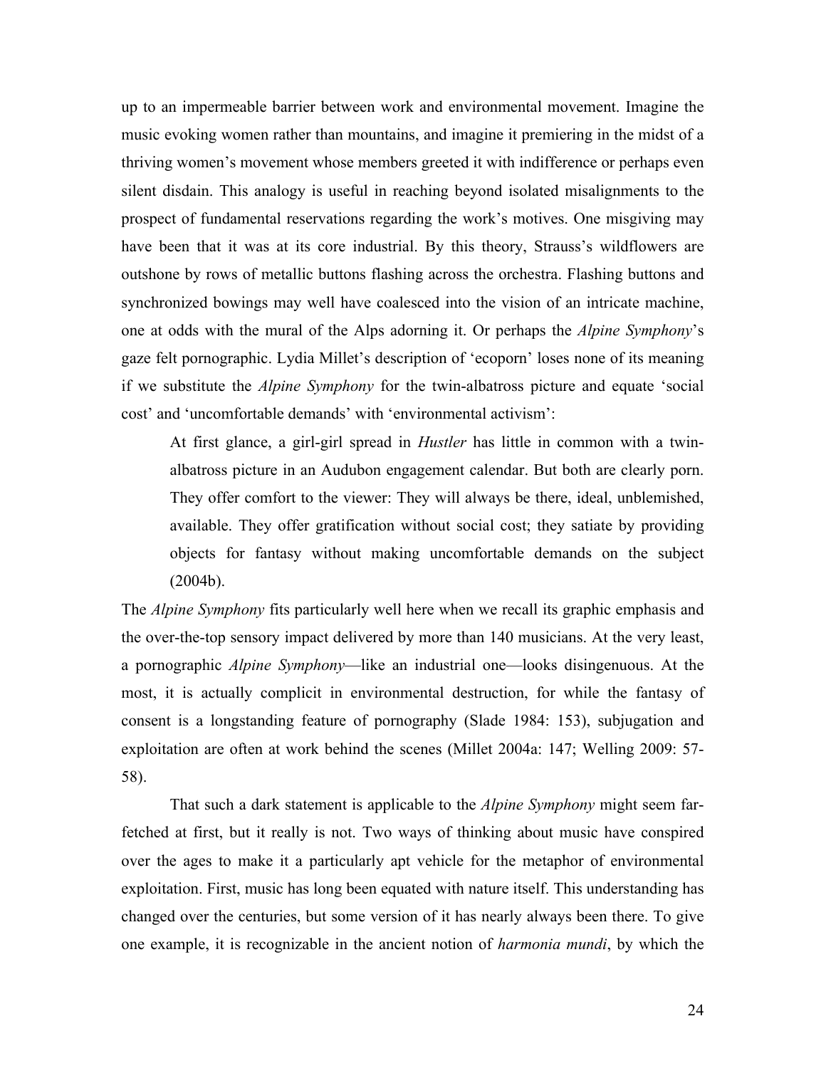up to an impermeable barrier between work and environmental movement. Imagine the music evoking women rather than mountains, and imagine it premiering in the midst of a thriving women's movement whose members greeted it with indifference or perhaps even silent disdain. This analogy is useful in reaching beyond isolated misalignments to the prospect of fundamental reservations regarding the work's motives. One misgiving may have been that it was at its core industrial. By this theory, Strauss's wildflowers are outshone by rows of metallic buttons flashing across the orchestra. Flashing buttons and synchronized bowings may well have coalesced into the vision of an intricate machine, one at odds with the mural of the Alps adorning it. Or perhaps the *Alpine Symphony*'s gaze felt pornographic. Lydia Millet's description of 'ecoporn' loses none of its meaning if we substitute the *Alpine Symphony* for the twin-albatross picture and equate 'social cost' and 'uncomfortable demands' with 'environmental activism':

> At first glance, a girl-girl spread in *Hustler* has little in common with a twin-albatross picture in an Audubon engagement calendar. But both are clearly porn. They offer comfort to the viewer: They will always be there, ideal, unblemished, available. They offer gratification without social cost; they satiate by providing objects for fantasy without making uncomfortable demands on the subject (2004b).

The *Alpine Symphony* fits particularly well here when we recall its graphic emphasis and the over-the-top sensory impact delivered by more than 140 musicians. At the very least, a pornographic *Alpine Symphony*—like an industrial one—looks disingenuous. At the most, it is actually complicit in environmental destruction, for while the fantasy of consent is a longstanding feature of pornography (Slade 1984: 153), subjugation and exploitation are often at work behind the scenes (Millet 2004a: 147; Welling 2009: 57-58).

That such a dark statement is applicable to the *Alpine Symphony* might seem far-fetched at first, but it really is not. Two ways of thinking about music have conspired over the ages to make it a particularly apt vehicle for the metaphor of environmental exploitation. First, music has long been equated with nature itself. This understanding has changed over the centuries, but some version of it has nearly always been there. To give one example, it is recognizable in the ancient notion of *harmonia mundi*, by which the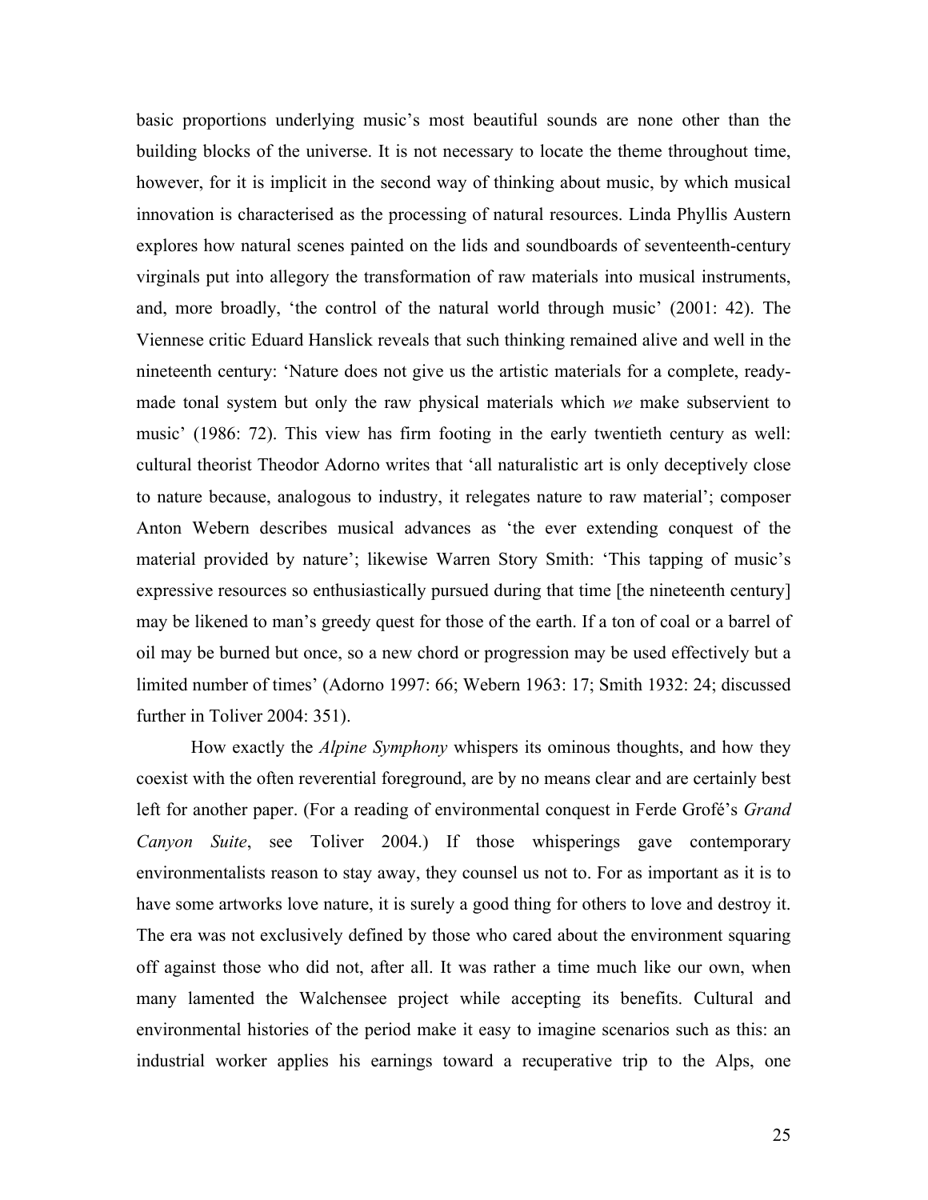basic proportions underlying music's most beautiful sounds are none other than the building blocks of the universe. It is not necessary to locate the theme throughout time, however, for it is implicit in the second way of thinking about music, by which musical innovation is characterised as the processing of natural resources. Linda Phyllis Austern explores how natural scenes painted on the lids and soundboards of seventeenth-century virginals put into allegory the transformation of raw materials into musical instruments, and, more broadly, 'the control of the natural world through music' (2001: 42). The Viennese critic Eduard Hanslick reveals that such thinking remained alive and well in the nineteenth century: 'Nature does not give us the artistic materials for a complete, ready-made tonal system but only the raw physical materials which *we* make subservient to music' (1986: 72). This view has firm footing in the early twentieth century as well: cultural theorist Theodor Adorno writes that 'all naturalistic art is only deceptively close to nature because, analogous to industry, it relegates nature to raw material'; composer Anton Webern describes musical advances as 'the ever extending conquest of the material provided by nature'; likewise Warren Story Smith: 'This tapping of music's expressive resources so enthusiastically pursued during that time [the nineteenth century] may be likened to man's greedy quest for those of the earth. If a ton of coal or a barrel of oil may be burned but once, so a new chord or progression may be used effectively but a limited number of times' (Adorno 1997: 66; Webern 1963: 17; Smith 1932: 24; discussed further in Toliver 2004: 351).

How exactly the *Alpine Symphony* whispers its ominous thoughts, and how they coexist with the often reverential foreground, are by no means clear and are certainly best left for another paper. (For a reading of environmental conquest in Ferde Grofé's *Grand Canyon Suite*, see Toliver 2004.) If those whisperings gave contemporary environmentalists reason to stay away, they counsel us not to. For as important as it is to have some artworks love nature, it is surely a good thing for others to love and destroy it. The era was not exclusively defined by those who cared about the environment squaring off against those who did not, after all. It was rather a time much like our own, when many lamented the Walchensee project while accepting its benefits. Cultural and environmental histories of the period make it easy to imagine scenarios such as this: an industrial worker applies his earnings toward a recuperative trip to the Alps, one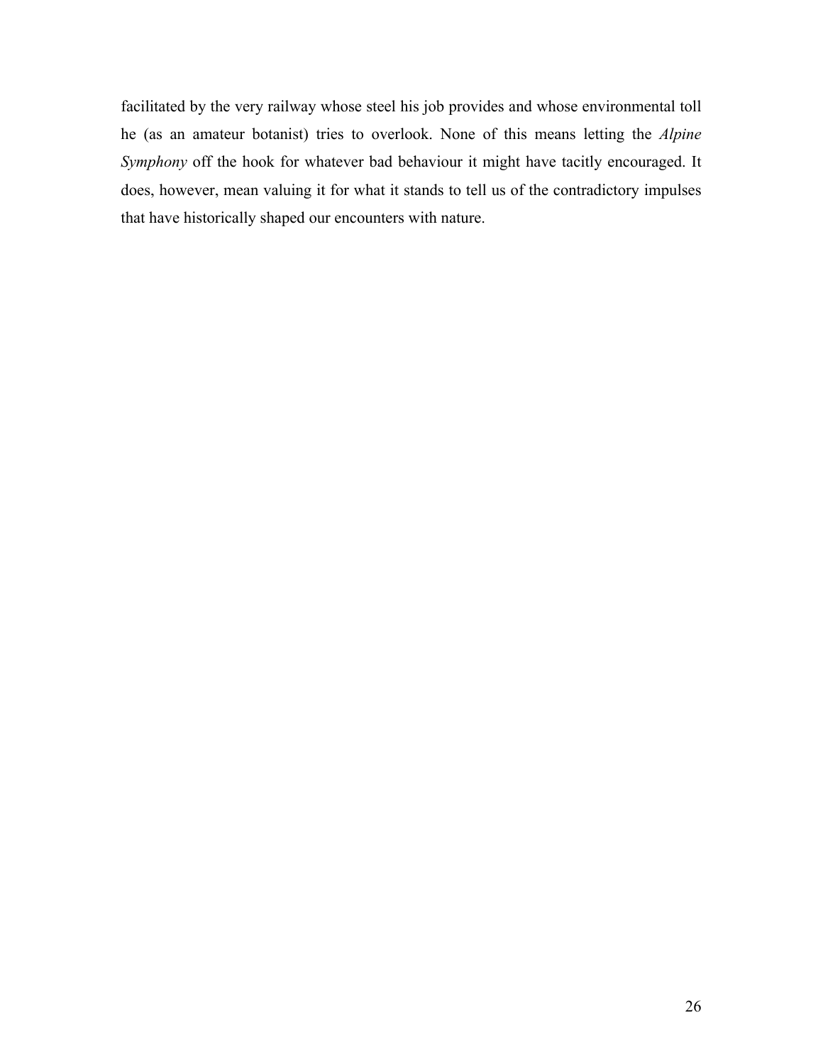facilitated by the very railway whose steel his job provides and whose environmental toll he (as an amateur botanist) tries to overlook. None of this means letting the *Alpine Symphony* off the hook for whatever bad behaviour it might have tacitly encouraged. It does, however, mean valuing it for what it stands to tell us of the contradictory impulses that have historically shaped our encounters with nature.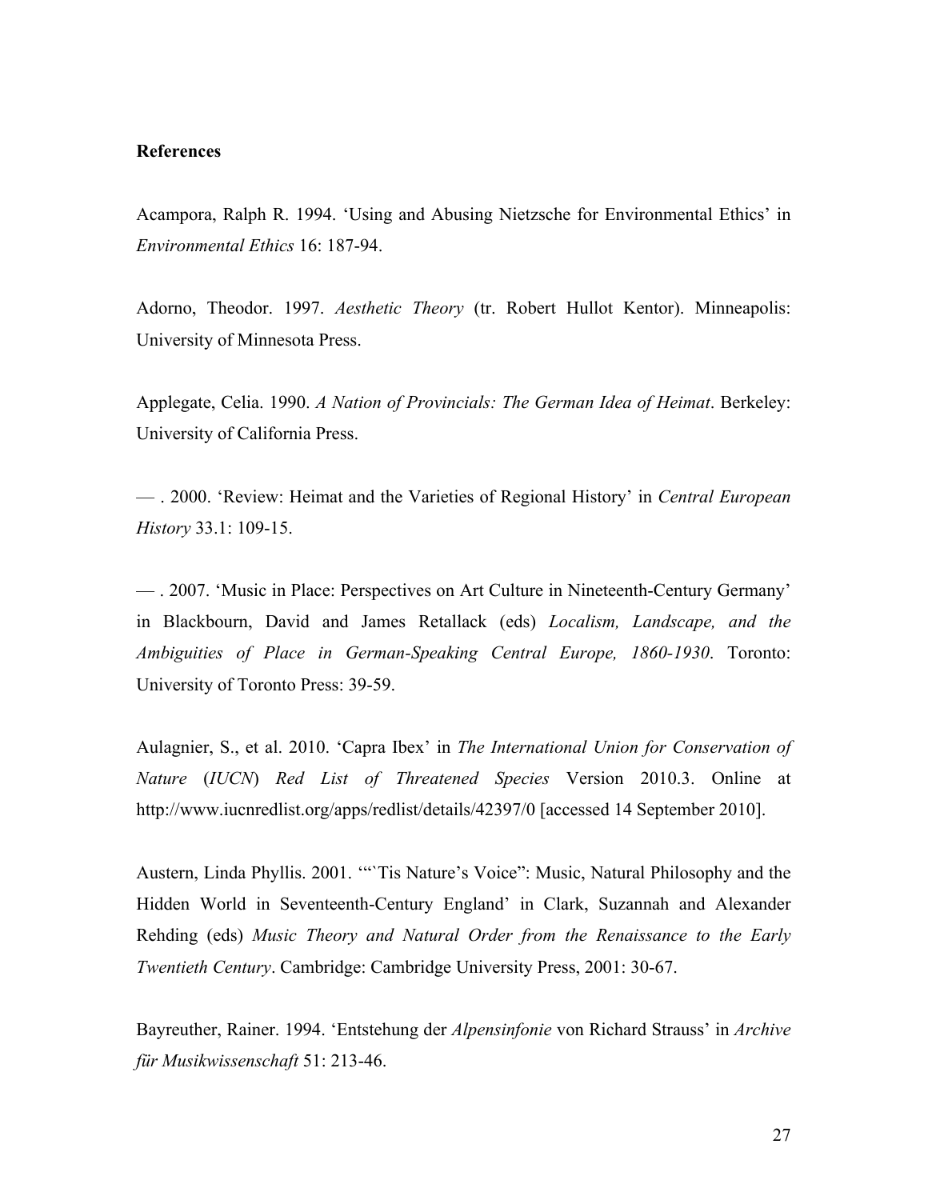**References**

Acampora, Ralph R. 1994. 'Using and Abusing Nietzsche for Environmental Ethics' in *Environmental Ethics* 16: 187-94.

Adorno, Theodor. 1997. *Aesthetic Theory* (tr. Robert Hullot Kentor). Minneapolis: University of Minnesota Press.

Applegate, Celia. 1990. *A Nation of Provincials: The German Idea of Heimat*. Berkeley: University of California Press.

— . 2000. 'Review: Heimat and the Varieties of Regional History' in *Central European History* 33.1: 109-15.

— . 2007. 'Music in Place: Perspectives on Art Culture in Nineteenth-Century Germany' in Blackbourn, David and James Retallack (eds) *Localism, Landscape, and the Ambiguities of Place in German-Speaking Central Europe, 1860-1930*. Toronto: University of Toronto Press: 39-59.

Aulagnier, S., et al. 2010. 'Capra Ibex' in *The International Union for Conservation of Nature* (*IUCN*) *Red List of Threatened Species* Version 2010.3. Online at http://www.iucnredlist.org/apps/redlist/details/42397/0 [accessed 14 September 2010].

Austern, Linda Phyllis. 2001. '"`Tis Nature's Voice": Music, Natural Philosophy and the Hidden World in Seventeenth-Century England' in Clark, Suzannah and Alexander Rehding (eds) *Music Theory and Natural Order from the Renaissance to the Early Twentieth Century*. Cambridge: Cambridge University Press, 2001: 30-67.

Bayreuther, Rainer. 1994. 'Entstehung der *Alpensinfonie* von Richard Strauss' in *Archive für Musikwissenschaft* 51: 213-46.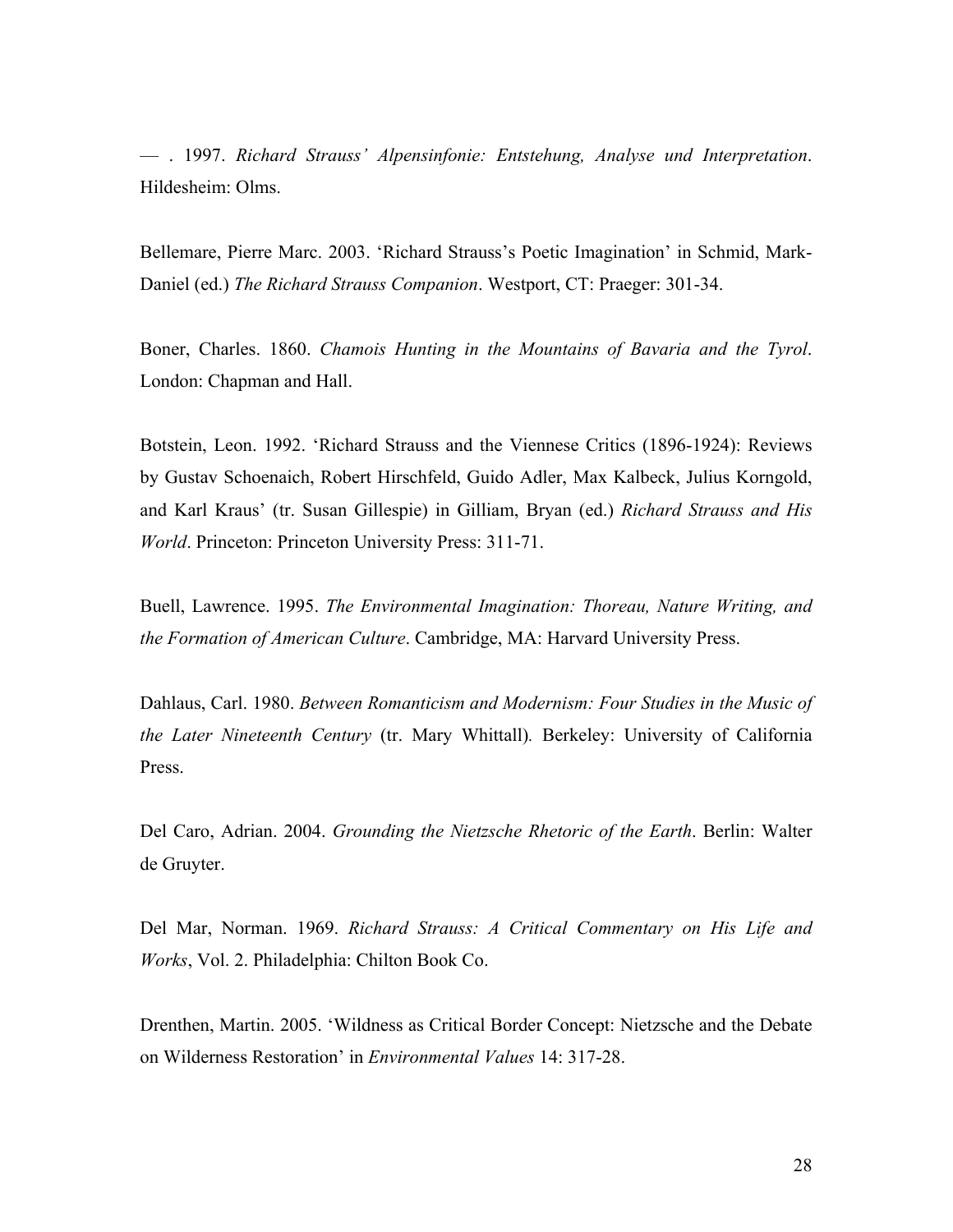— . 1997. *Richard Strauss' Alpensinfonie: Entstehung, Analyse und Interpretation*. Hildesheim: Olms.

Bellemare, Pierre Marc. 2003. 'Richard Strauss's Poetic Imagination' in Schmid, Mark-Daniel (ed.) *The Richard Strauss Companion*. Westport, CT: Praeger: 301-34.

Boner, Charles. 1860. *Chamois Hunting in the Mountains of Bavaria and the Tyrol*. London: Chapman and Hall.

Botstein, Leon. 1992. 'Richard Strauss and the Viennese Critics (1896-1924): Reviews by Gustav Schoenaich, Robert Hirschfeld, Guido Adler, Max Kalbeck, Julius Korngold, and Karl Kraus' (tr. Susan Gillespie) in Gilliam, Bryan (ed.) *Richard Strauss and His World*. Princeton: Princeton University Press: 311-71.

Buell, Lawrence. 1995. *The Environmental Imagination: Thoreau, Nature Writing, and the Formation of American Culture*. Cambridge, MA: Harvard University Press.

Dahlaus, Carl. 1980. *Between Romanticism and Modernism: Four Studies in the Music of the Later Nineteenth Century* (tr. Mary Whittall). Berkeley: University of California Press.

Del Caro, Adrian. 2004. *Grounding the Nietzsche Rhetoric of the Earth*. Berlin: Walter de Gruyter.

Del Mar, Norman. 1969. *Richard Strauss: A Critical Commentary on His Life and Works*, Vol. 2. Philadelphia: Chilton Book Co.

Drenthen, Martin. 2005. 'Wildness as Critical Border Concept: Nietzsche and the Debate on Wilderness Restoration' in *Environmental Values* 14: 317-28.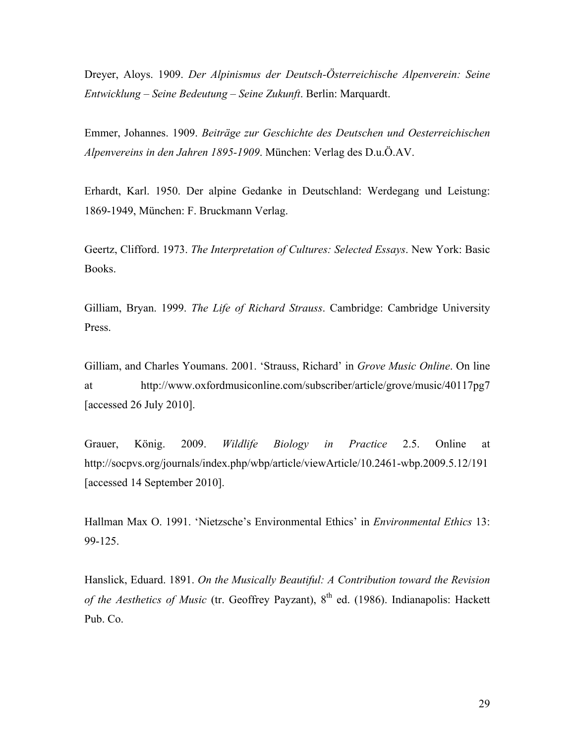Dreyer, Aloys. 1909. *Der Alpinismus der Deutsch-Österreichische Alpenverein: Seine Entwicklung – Seine Bedeutung – Seine Zukunft*. Berlin: Marquardt.

Emmer, Johannes. 1909. *Beiträge zur Geschichte des Deutschen und Oesterreichischen Alpenvereins in den Jahren 1895-1909*. München: Verlag des D.u.Ö.AV.

Erhardt, Karl. 1950. Der alpine Gedanke in Deutschland: Werdegang und Leistung: 1869-1949, München: F. Bruckmann Verlag.

Geertz, Clifford. 1973. *The Interpretation of Cultures: Selected Essays*. New York: Basic Books.

Gilliam, Bryan. 1999. *The Life of Richard Strauss*. Cambridge: Cambridge University Press.

Gilliam, and Charles Youmans. 2001. 'Strauss, Richard' in *Grove Music Online*. On line at http://www.oxfordmusiconline.com/subscriber/article/grove/music/40117pg7 [accessed 26 July 2010].

Grauer, König. 2009. *Wildlife Biology in Practice* 2.5. Online at http://socpvs.org/journals/index.php/wbp/article/viewArticle/10.2461-wbp.2009.5.12/191 [accessed 14 September 2010].

Hallman Max O. 1991. 'Nietzsche's Environmental Ethics' in *Environmental Ethics* 13: 99-125.

Hanslick, Eduard. 1891. *On the Musically Beautiful: A Contribution toward the Revision of the Aesthetics of Music* (tr. Geoffrey Payzant), 8th ed. (1986). Indianapolis: Hackett Pub. Co.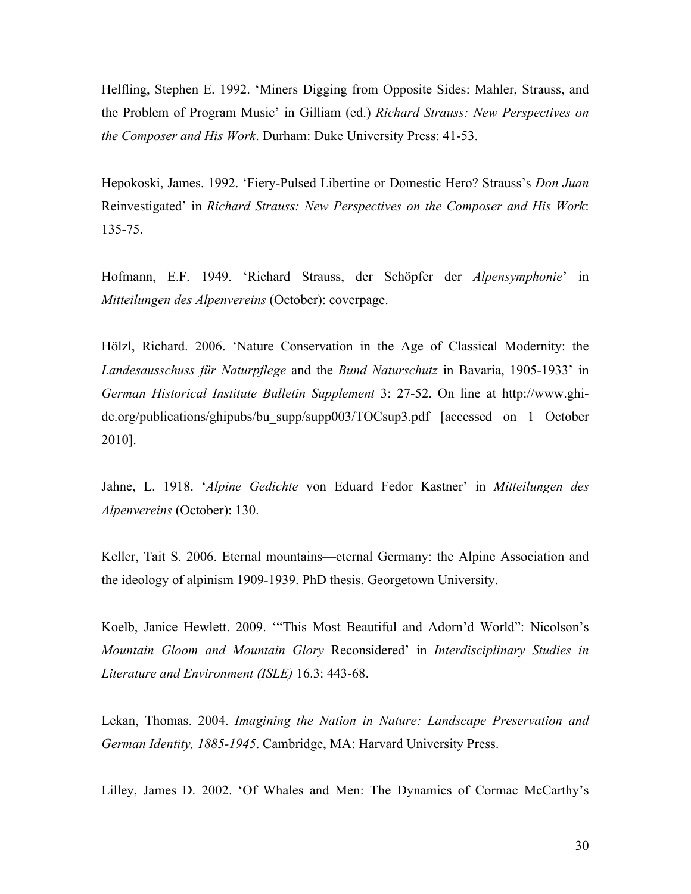Helfling, Stephen E. 1992. 'Miners Digging from Opposite Sides: Mahler, Strauss, and the Problem of Program Music' in Gilliam (ed.) *Richard Strauss: New Perspectives on the Composer and His Work*. Durham: Duke University Press: 41-53.

Hepokoski, James. 1992. 'Fiery-Pulsed Libertine or Domestic Hero? Strauss's *Don Juan* Reinvestigated' in *Richard Strauss: New Perspectives on the Composer and His Work*: 135-75.

Hofmann, E.F. 1949. 'Richard Strauss, der Schöpfer der *Alpensymphonie*' in *Mitteilungen des Alpenvereins* (October): coverpage.

Hölzl, Richard. 2006. 'Nature Conservation in the Age of Classical Modernity: the *Landesausschuss für Naturpflege* and the *Bund Naturschutz* in Bavaria, 1905-1933' in *German Historical Institute Bulletin Supplement* 3: 27-52. On line at http://www.ghi-dc.org/publications/ghipubs/bu_supp/supp003/TOCsup3.pdf [accessed on 1 October 2010].

Jahne, L. 1918. '*Alpine Gedichte* von Eduard Fedor Kastner' in *Mitteilungen des Alpenvereins* (October): 130.

Keller, Tait S. 2006. Eternal mountains—eternal Germany: the Alpine Association and the ideology of alpinism 1909-1939. PhD thesis. Georgetown University.

Koelb, Janice Hewlett. 2009. '"This Most Beautiful and Adorn'd World": Nicolson's *Mountain Gloom and Mountain Glory* Reconsidered' in *Interdisciplinary Studies in Literature and Environment (ISLE)* 16.3: 443-68.

Lekan, Thomas. 2004. *Imagining the Nation in Nature: Landscape Preservation and German Identity, 1885-1945*. Cambridge, MA: Harvard University Press.

Lilley, James D. 2002. 'Of Whales and Men: The Dynamics of Cormac McCarthy's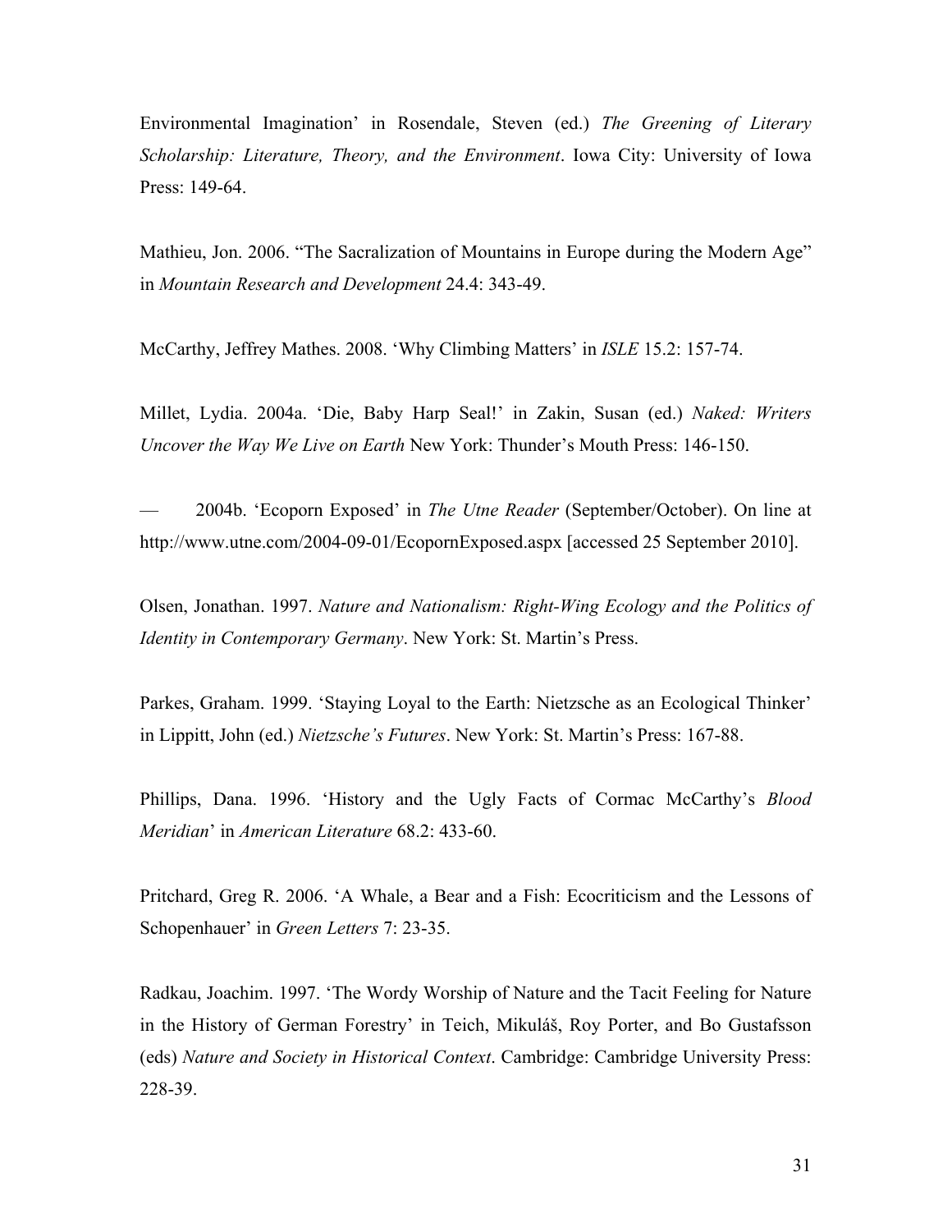Environmental Imagination' in Rosendale, Steven (ed.) *The Greening of Literary Scholarship: Literature, Theory, and the Environment*. Iowa City: University of Iowa Press: 149-64.

Mathieu, Jon. 2006. "The Sacralization of Mountains in Europe during the Modern Age" in *Mountain Research and Development* 24.4: 343-49.

McCarthy, Jeffrey Mathes. 2008. 'Why Climbing Matters' in *ISLE* 15.2: 157-74.

Millet, Lydia. 2004a. 'Die, Baby Harp Seal!' in Zakin, Susan (ed.) *Naked: Writers Uncover the Way We Live on Earth* New York: Thunder's Mouth Press: 146-150.

— 2004b. 'Ecoporn Exposed' in *The Utne Reader* (September/October). On line at http://www.utne.com/2004-09-01/EcopornExposed.aspx [accessed 25 September 2010].

Olsen, Jonathan. 1997. *Nature and Nationalism: Right-Wing Ecology and the Politics of Identity in Contemporary Germany*. New York: St. Martin's Press.

Parkes, Graham. 1999. 'Staying Loyal to the Earth: Nietzsche as an Ecological Thinker' in Lippitt, John (ed.) *Nietzsche's Futures*. New York: St. Martin's Press: 167-88.

Phillips, Dana. 1996. 'History and the Ugly Facts of Cormac McCarthy's *Blood Meridian*' in *American Literature* 68.2: 433-60.

Pritchard, Greg R. 2006. 'A Whale, a Bear and a Fish: Ecocriticism and the Lessons of Schopenhauer' in *Green Letters* 7: 23-35.

Radkau, Joachim. 1997. 'The Wordy Worship of Nature and the Tacit Feeling for Nature in the History of German Forestry' in Teich, Mikuláš, Roy Porter, and Bo Gustafsson (eds) *Nature and Society in Historical Context*. Cambridge: Cambridge University Press: 228-39.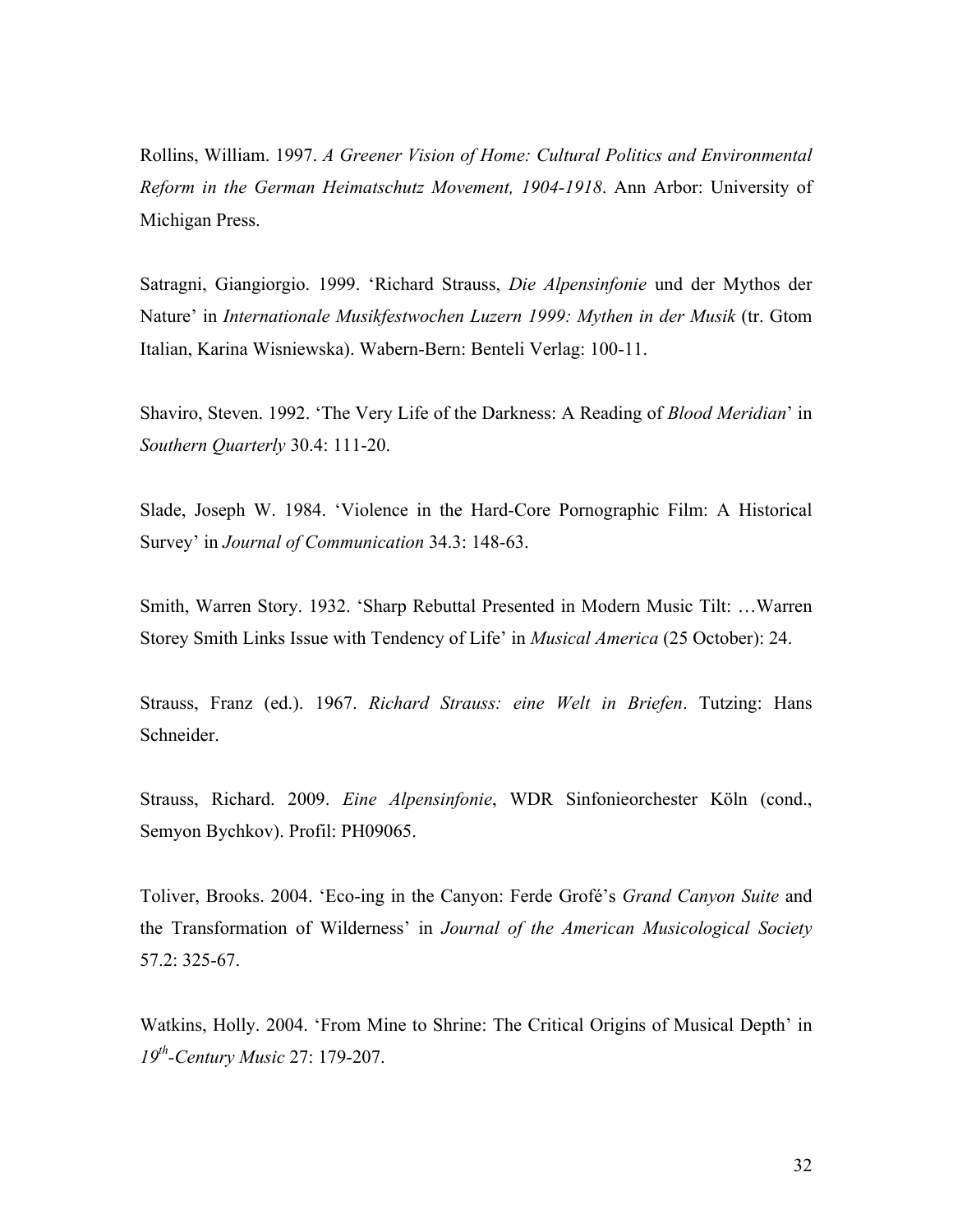Rollins, William. 1997. *A Greener Vision of Home: Cultural Politics and Environmental Reform in the German Heimatschutz Movement, 1904-1918*. Ann Arbor: University of Michigan Press.

Satragni, Giangiorgio. 1999. 'Richard Strauss, *Die Alpensinfonie* und der Mythos der Nature' in *Internationale Musikfestwochen Luzern 1999: Mythen in der Musik* (tr. Gtom Italian, Karina Wisniewska). Wabern-Bern: Benteli Verlag: 100-11.

Shaviro, Steven. 1992. 'The Very Life of the Darkness: A Reading of *Blood Meridian*' in *Southern Quarterly* 30.4: 111-20.

Slade, Joseph W. 1984. 'Violence in the Hard-Core Pornographic Film: A Historical Survey' in *Journal of Communication* 34.3: 148-63.

Smith, Warren Story. 1932. 'Sharp Rebuttal Presented in Modern Music Tilt: …Warren Storey Smith Links Issue with Tendency of Life' in *Musical America* (25 October): 24.

Strauss, Franz (ed.). 1967. *Richard Strauss: eine Welt in Briefen*. Tutzing: Hans Schneider.

Strauss, Richard. 2009. *Eine Alpensinfonie*, WDR Sinfonieorchester Köln (cond., Semyon Bychkov). Profil: PH09065.

Toliver, Brooks. 2004. 'Eco-ing in the Canyon: Ferde Grofé's *Grand Canyon Suite* and the Transformation of Wilderness' in *Journal of the American Musicological Society* 57.2: 325-67.

Watkins, Holly. 2004. 'From Mine to Shrine: The Critical Origins of Musical Depth' in *19th-Century Music* 27: 179-207.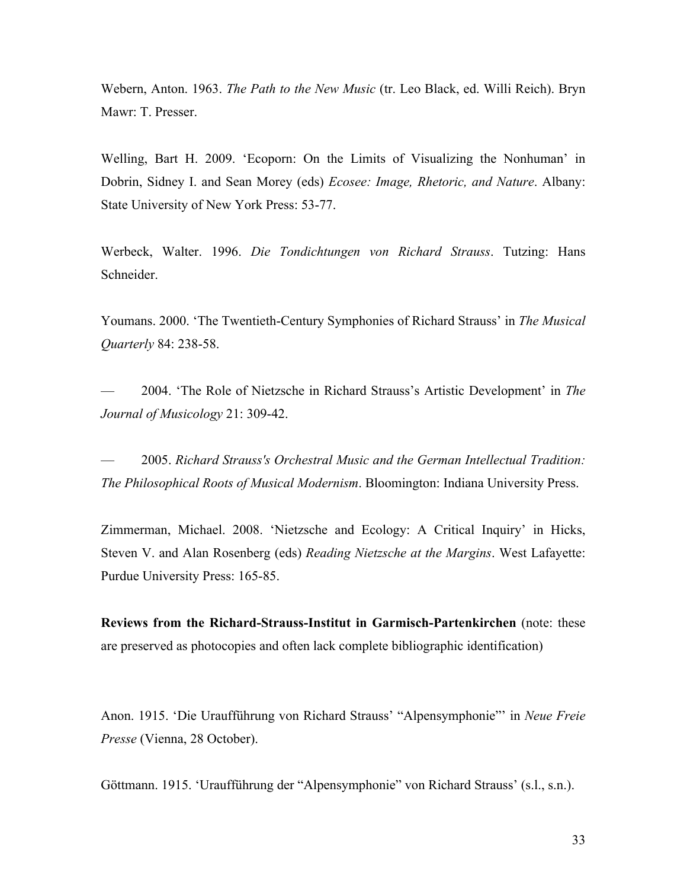Webern, Anton. 1963. *The Path to the New Music* (tr. Leo Black, ed. Willi Reich). Bryn Mawr: T. Presser.

Welling, Bart H. 2009. 'Ecoporn: On the Limits of Visualizing the Nonhuman' in Dobrin, Sidney I. and Sean Morey (eds) *Ecosee: Image, Rhetoric, and Nature*. Albany: State University of New York Press: 53-77.

Werbeck, Walter. 1996. *Die Tondichtungen von Richard Strauss*. Tutzing: Hans Schneider.

Youmans. 2000. 'The Twentieth-Century Symphonies of Richard Strauss' in *The Musical Quarterly* 84: 238-58.

— 2004. 'The Role of Nietzsche in Richard Strauss's Artistic Development' in *The Journal of Musicology* 21: 309-42.

— 2005. *Richard Strauss's Orchestral Music and the German Intellectual Tradition: The Philosophical Roots of Musical Modernism*. Bloomington: Indiana University Press.

Zimmerman, Michael. 2008. 'Nietzsche and Ecology: A Critical Inquiry' in Hicks, Steven V. and Alan Rosenberg (eds) *Reading Nietzsche at the Margins*. West Lafayette: Purdue University Press: 165-85.

**Reviews from the Richard-Strauss-Institut in Garmisch-Partenkirchen** (note: these are preserved as photocopies and often lack complete bibliographic identification)

Anon. 1915. 'Die Uraufführung von Richard Strauss' "Alpensymphonie"' in *Neue Freie Presse* (Vienna, 28 October).

Göttmann. 1915. 'Uraufführung der "Alpensymphonie" von Richard Strauss' (s.l., s.n.).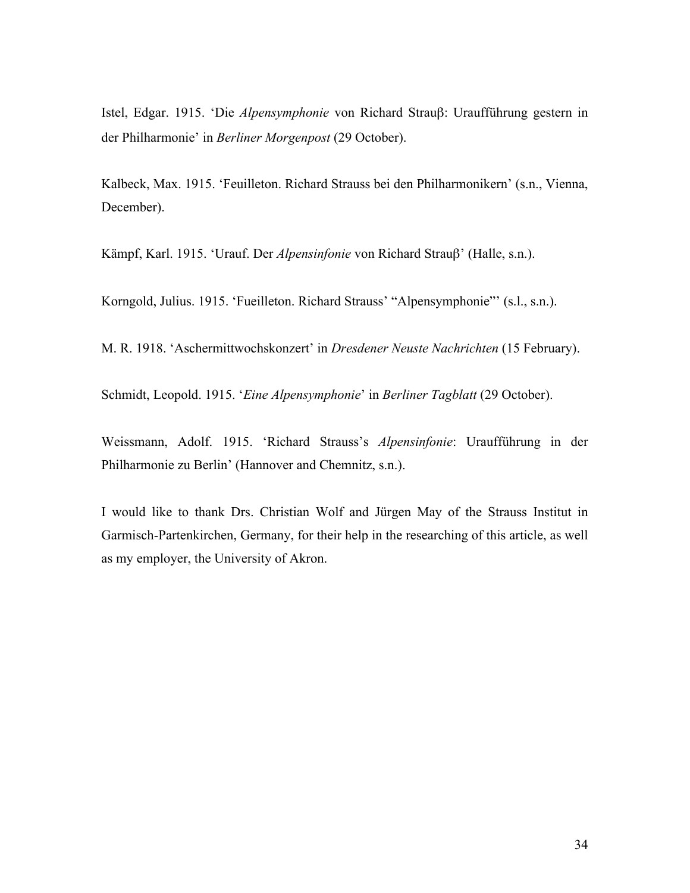Istel, Edgar. 1915. 'Die *Alpensymphonie* von Richard Strauβ: Uraufführung gestern in der Philharmonie' in *Berliner Morgenpost* (29 October).

Kalbeck, Max. 1915. 'Feuilleton. Richard Strauss bei den Philharmonikern' (s.n., Vienna, December).

Kämpf, Karl. 1915. 'Urauf. Der *Alpensinfonie* von Richard Strauβ' (Halle, s.n.).

Korngold, Julius. 1915. 'Fueilleton. Richard Strauss' "Alpensymphonie"' (s.l., s.n.).

M. R. 1918. 'Aschermittwochskonzert' in *Dresdener Neuste Nachrichten* (15 February).

Schmidt, Leopold. 1915. '*Eine Alpensymphonie*' in *Berliner Tagblatt* (29 October).

Weissmann, Adolf. 1915. 'Richard Strauss's *Alpensinfonie*: Uraufführung in der Philharmonie zu Berlin' (Hannover and Chemnitz, s.n.).

I would like to thank Drs. Christian Wolf and Jürgen May of the Strauss Institut in Garmisch-Partenkirchen, Germany, for their help in the researching of this article, as well as my employer, the University of Akron.